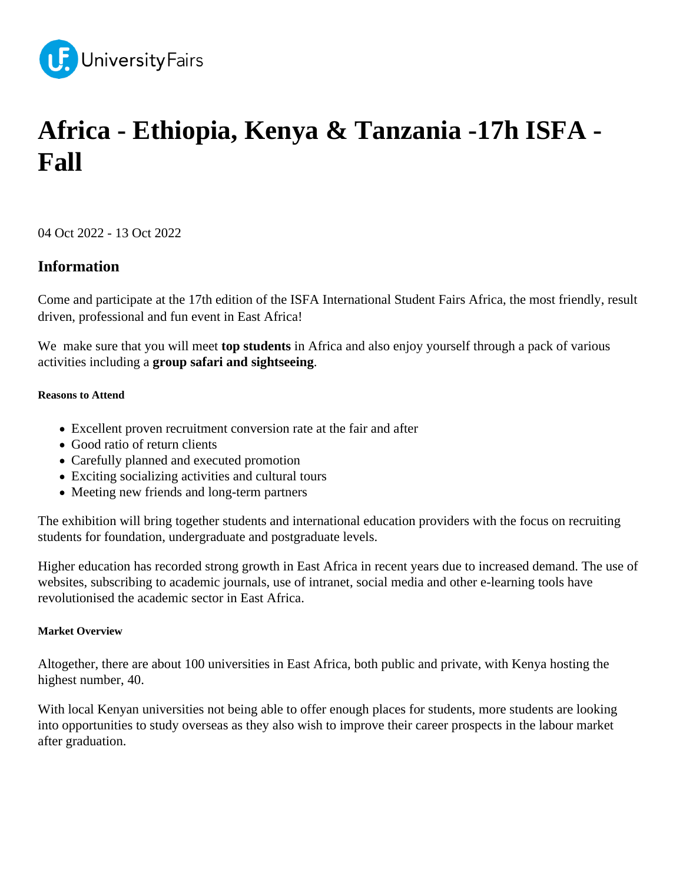UniversityFairs

# Africa - Ethiopia, Kenya & Tanzania -17h ISFA - Fall

04 Oct 2022 - 13 Oct 2022

## Information

Come and participate at the 17th edition of the ISFA International Student Fairs Africa, the most friendly, result driven, professional and fun event in East Africa!

We make sure that you will meet **top students** in Africa and also enjoy yourself through a pack of various activities including a **group safari and sightseeing**.

##### Reasons to Attend

- Excellent proven recruitment conversion rate at the fair and after
- Good ratio of return clients
- Carefully planned and executed promotion
- Exciting socializing activities and cultural tours
- Meeting new friends and long-term partners

The exhibition will bring together students and international education providers with the focus on recruiting students for foundation, undergraduate and postgraduate levels.

Higher education has recorded strong growth in East Africa in recent years due to increased demand. The use of websites, subscribing to academic journals, use of intranet, social media and other e-learning tools have revolutionised the academic sector in East Africa.

##### Market Overview

Altogether, there are about 100 universities in East Africa, both public and private, with Kenya hosting the highest number, 40.

With local Kenyan universities not being able to offer enough places for students, more students are looking into opportunities to study overseas as they also wish to improve their career prospects in the labour market after graduation.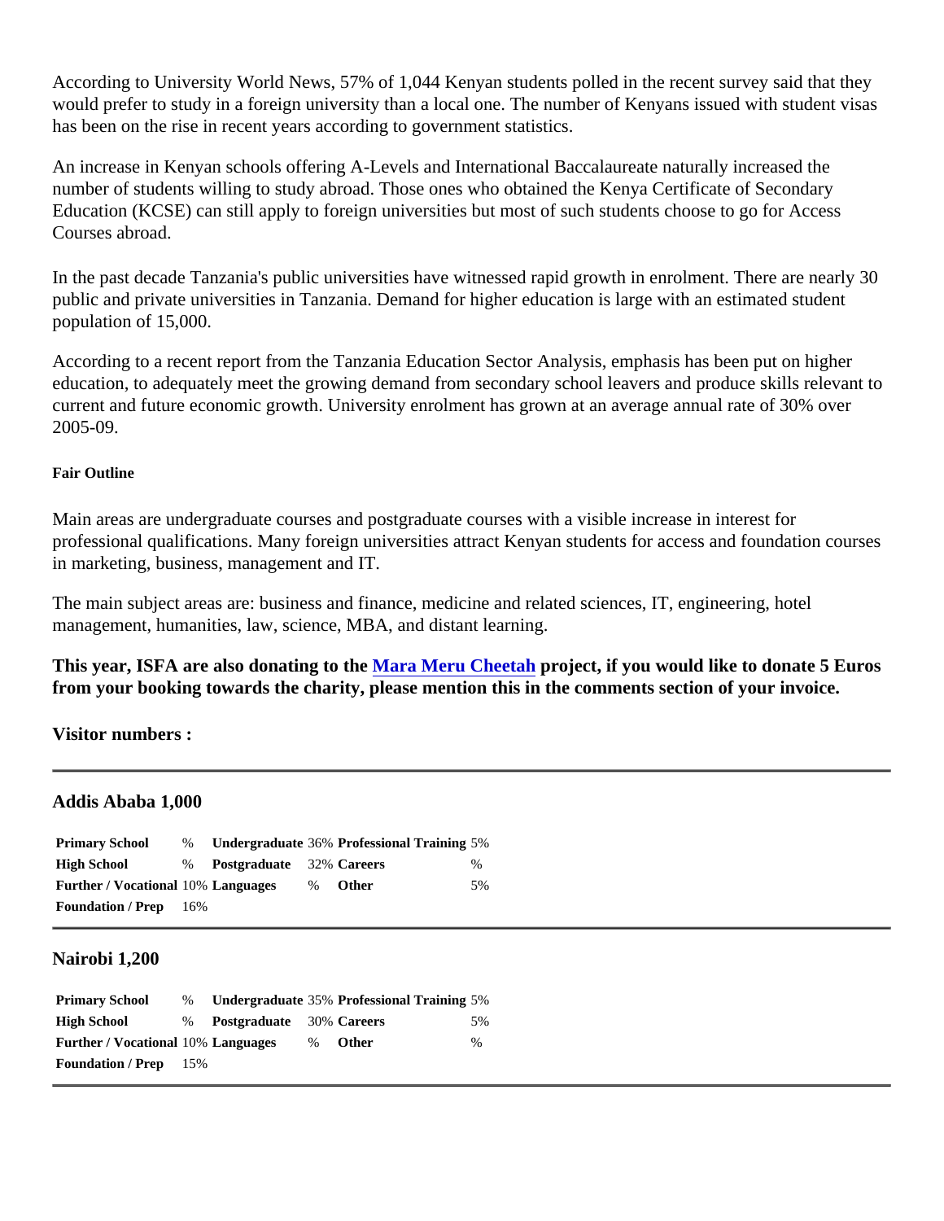According to University World News, 57% of 1,044 Kenyan students polled in the recent survey said that they would prefer to study in a foreign university than a local one. The number of Kenyans issued with student visas has been on the rise in recent years according to government statistics.

An increase in Kenyan schools offering A-Levels and International Baccalaureate naturally increased the number of students willing to study abroad. Those ones who obtained the Kenya Certificate of Secondary Education (KCSE) can still apply to foreign universities but most of such students choose to go for Access Courses abroad.

In the past decade Tanzania's public universities have witnessed rapid growth in enrolment. There are nearly 30 public and private universities in Tanzania. Demand for higher education is large with an estimated student population of 15,000.

According to a recent report from the Tanzania Education Sector Analysis, emphasis has been put on higher education, to adequately meet the growing demand from secondary school leavers and produce skills relevant to current and future economic growth. University enrolment has grown at an average annual rate of 30% over 2005-09.

#### Fair Outline

Main areas are undergraduate courses and postgraduate courses with a visible increase in interest for professional qualifications. Many foreign universities attract Kenyan students for access and foundation courses in marketing, business, management and IT.

The main subject areas are: business and finance, medicine and related sciences, IT, engineering, hotel management, humanities, law, science, MBA, and distant learning.

**This year, ISFA are also donating to the Mara Meru Cheetah project, if you would like to donate 5 Euros from your booking towards the charity, please mention this in the comments section of your invoice.**

**Visitor numbers :**

---

### Addis Ababa 1,000

| | | | | | |
|---|---|---|---|---|---|
| **Primary School** | % | **Undergraduate** | 36% | **Professional Training** | 5% |
| **High School** | % | **Postgraduate** | 32% | **Careers** | % |
| **Further / Vocational** | 10% | **Languages** | % | **Other** | 5% |
| **Foundation / Prep** | 16% | | | | |

---

### Nairobi 1,200

| | | | | | |
|---|---|---|---|---|---|
| **Primary School** | % | **Undergraduate** | 35% | **Professional Training** | 5% |
| **High School** | % | **Postgraduate** | 30% | **Careers** | 5% |
| **Further / Vocational** | 10% | **Languages** | % | **Other** | % |
| **Foundation / Prep** | 15% | | | | |

---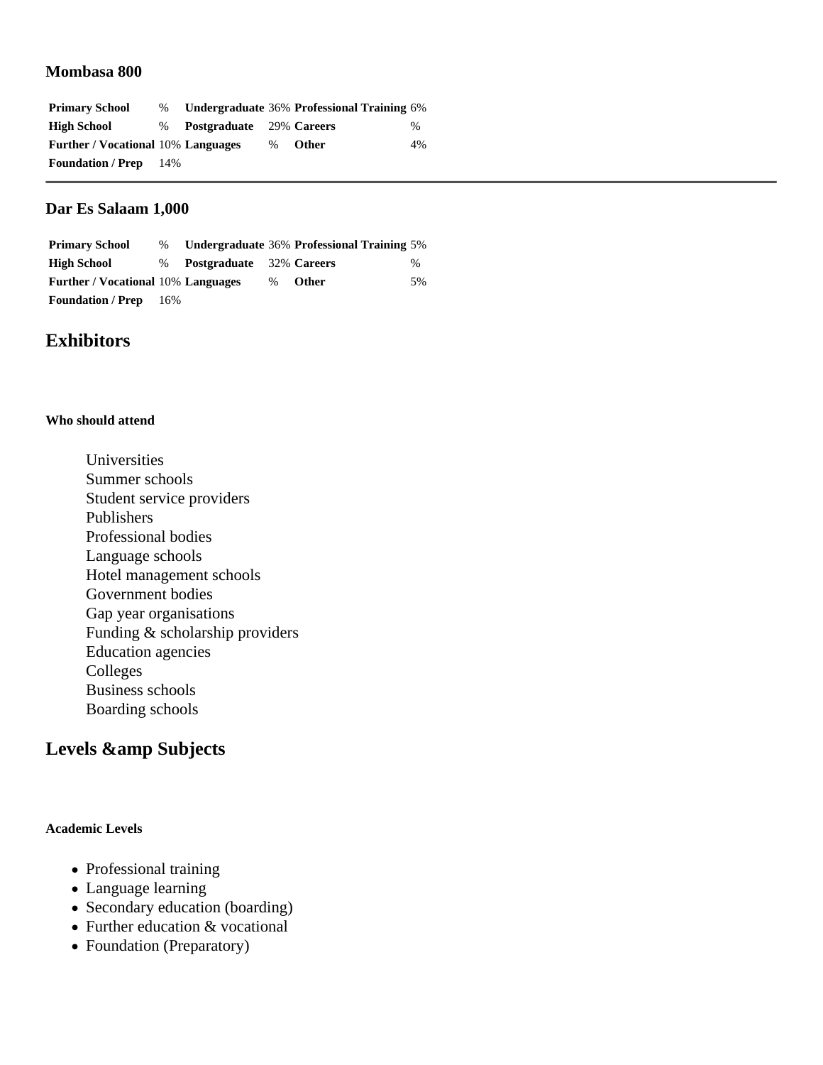### Mombasa 800

| | | | | | |
|---|---|---|---|---|---|
| **Primary School** | % | **Undergraduate** | 36% | **Professional Training** | 6% |
| **High School** | % | **Postgraduate** | 29% | **Careers** | % |
| **Further / Vocational** | 10% | **Languages** | % | **Other** | 4% |
| **Foundation / Prep** | 14% | | | | |

---

### Dar Es Salaam 1,000

| | | | | | |
|---|---|---|---|---|---|
| **Primary School** | % | **Undergraduate** | 36% | **Professional Training** | 5% |
| **High School** | % | **Postgraduate** | 32% | **Careers** | % |
| **Further / Vocational** | 10% | **Languages** | % | **Other** | 5% |
| **Foundation / Prep** | 16% | | | | |

## Exhibitors

#### Who should attend

Universities
Summer schools
Student service providers
Publishers
Professional bodies
Language schools
Hotel management schools
Government bodies
Gap year organisations
Funding & scholarship providers
Education agencies
Colleges
Business schools
Boarding schools

## Levels &amp Subjects

#### Academic Levels

- Professional training
- Language learning
- Secondary education (boarding)
- Further education & vocational
- Foundation (Preparatory)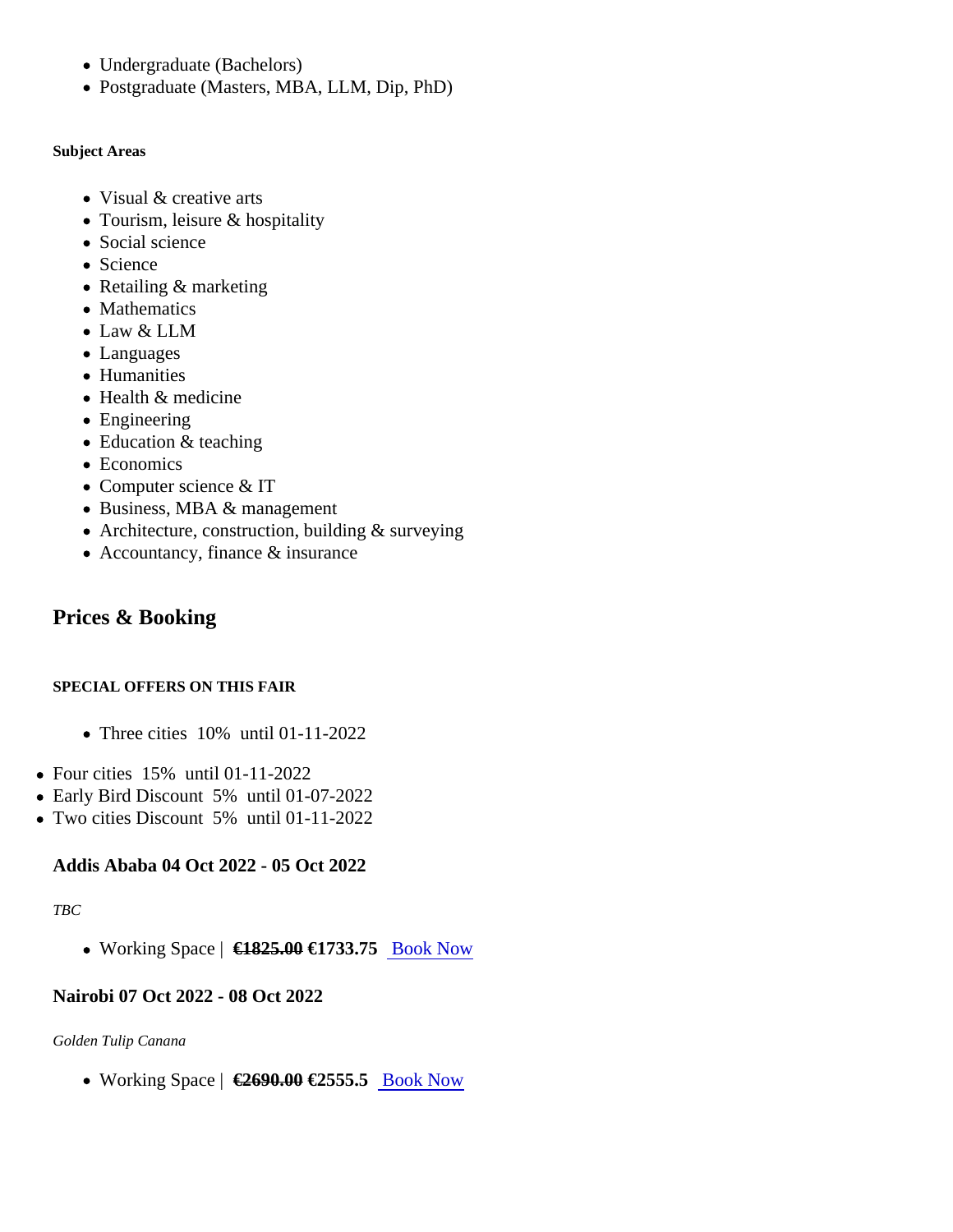- Undergraduate (Bachelors)
- Postgraduate (Masters, MBA, LLM, Dip, PhD)

##### Subject Areas

- Visual & creative arts
- Tourism, leisure & hospitality
- Social science
- Science
- Retailing & marketing
- Mathematics
- Law & LLM
- Languages
- Humanities
- Health & medicine
- Engineering
- Education & teaching
- Economics
- Computer science & IT
- Business, MBA & management
- Architecture, construction, building & surveying
- Accountancy, finance & insurance

## Prices & Booking

##### SPECIAL OFFERS ON THIS FAIR

- Three cities 10% until 01-11-2022
- Four cities 15% until 01-11-2022
- Early Bird Discount 5% until 01-07-2022
- Two cities Discount 5% until 01-11-2022

### Addis Ababa 04 Oct 2022 - 05 Oct 2022

*TBC*

- Working Space | **~~€1825.00~~ €1733.75** Book Now

### Nairobi 07 Oct 2022 - 08 Oct 2022

*Golden Tulip Canana*

- Working Space | **~~€2690.00~~ €2555.5** Book Now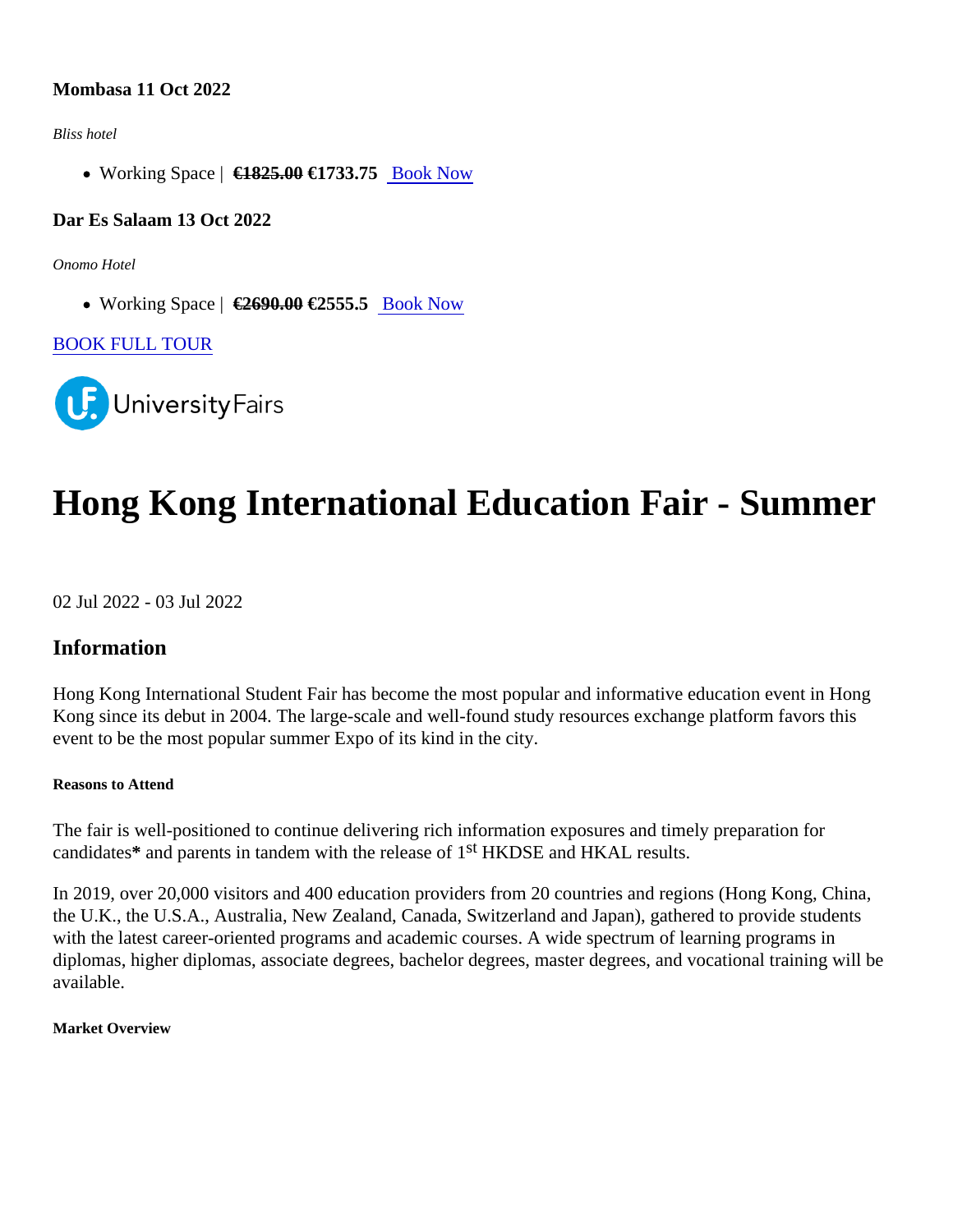**Mombasa 11 Oct 2022**

*Bliss hotel*

- Working Space | ~~€1825.00~~ **€1733.75** Book Now

**Dar Es Salaam 13 Oct 2022**

*Onomo Hotel*

- Working Space | ~~€2690.00~~ **€2555.5** Book Now

BOOK FULL TOUR

UniversityFairs

# Hong Kong International Education Fair - Summer

02 Jul 2022 - 03 Jul 2022

## Information

Hong Kong International Student Fair has become the most popular and informative education event in Hong Kong since its debut in 2004. The large-scale and well-found study resources exchange platform favors this event to be the most popular summer Expo of its kind in the city.

##### Reasons to Attend

The fair is well-positioned to continue delivering rich information exposures and timely preparation for candidates**\*** and parents in tandem with the release of 1st HKDSE and HKAL results.

In 2019, over 20,000 visitors and 400 education providers from 20 countries and regions (Hong Kong, China, the U.K., the U.S.A., Australia, New Zealand, Canada, Switzerland and Japan), gathered to provide students with the latest career-oriented programs and academic courses. A wide spectrum of learning programs in diplomas, higher diplomas, associate degrees, bachelor degrees, master degrees, and vocational training will be available.

##### Market Overview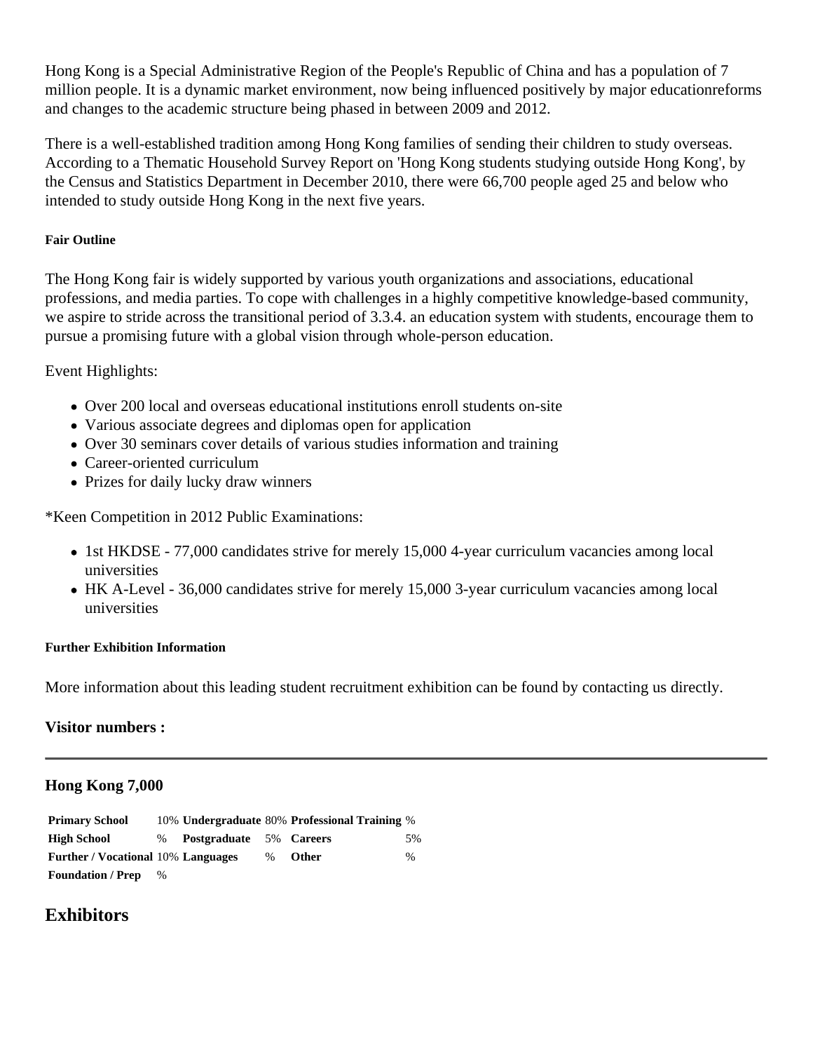Hong Kong is a Special Administrative Region of the People's Republic of China and has a population of 7 million people. It is a dynamic market environment, now being influenced positively by major educationreforms and changes to the academic structure being phased in between 2009 and 2012.

There is a well-established tradition among Hong Kong families of sending their children to study overseas. According to a Thematic Household Survey Report on 'Hong Kong students studying outside Hong Kong', by the Census and Statistics Department in December 2010, there were 66,700 people aged 25 and below who intended to study outside Hong Kong in the next five years.

##### Fair Outline

The Hong Kong fair is widely supported by various youth organizations and associations, educational professions, and media parties. To cope with challenges in a highly competitive knowledge-based community, we aspire to stride across the transitional period of 3.3.4. an education system with students, encourage them to pursue a promising future with a global vision through whole-person education.

Event Highlights:

- Over 200 local and overseas educational institutions enroll students on-site
- Various associate degrees and diplomas open for application
- Over 30 seminars cover details of various studies information and training
- Career-oriented curriculum
- Prizes for daily lucky draw winners

*Keen Competition in 2012 Public Examinations:

- 1st HKDSE - 77,000 candidates strive for merely 15,000 4-year curriculum vacancies among local universities
- HK A-Level - 36,000 candidates strive for merely 15,000 3-year curriculum vacancies among local universities

##### Further Exhibition Information

More information about this leading student recruitment exhibition can be found by contacting us directly.

#### Visitor numbers :

---

#### Hong Kong 7,000

| **Primary School** | 10% | **Undergraduate** | 80% | **Professional Training** | % |
|---|---|---|---|---|---|
| **High School** | % | **Postgraduate** | 5% | **Careers** | 5% |
| **Further / Vocational** | 10% | **Languages** | % | **Other** | % |
| **Foundation / Prep** | % | | | | |

## Exhibitors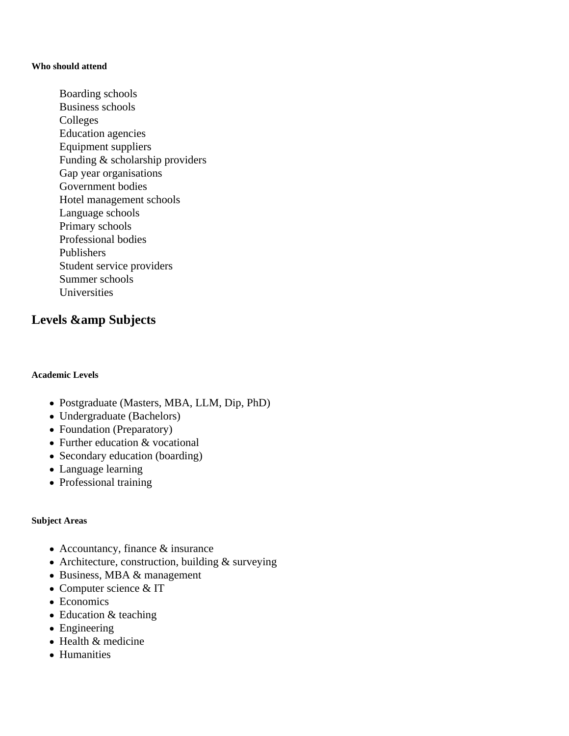##### Who should attend

Boarding schools
Business schools
Colleges
Education agencies
Equipment suppliers
Funding & scholarship providers
Gap year organisations
Government bodies
Hotel management schools
Language schools
Primary schools
Professional bodies
Publishers
Student service providers
Summer schools
Universities

## Levels &amp Subjects

##### Academic Levels

- Postgraduate (Masters, MBA, LLM, Dip, PhD)
- Undergraduate (Bachelors)
- Foundation (Preparatory)
- Further education & vocational
- Secondary education (boarding)
- Language learning
- Professional training

##### Subject Areas

- Accountancy, finance & insurance
- Architecture, construction, building & surveying
- Business, MBA & management
- Computer science & IT
- Economics
- Education & teaching
- Engineering
- Health & medicine
- Humanities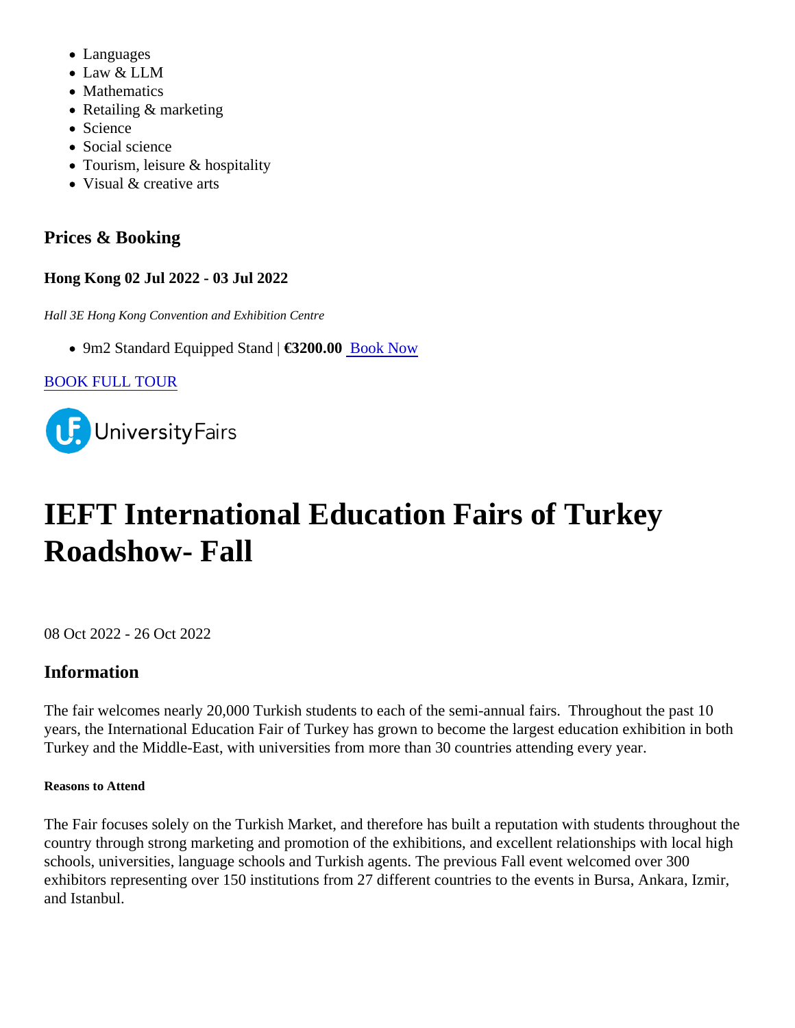- Languages
- Law & LLM
- Mathematics
- Retailing & marketing
- Science
- Social science
- Tourism, leisure & hospitality
- Visual & creative arts

### Prices & Booking

**Hong Kong 02 Jul 2022 - 03 Jul 2022**

*Hall 3E Hong Kong Convention and Exhibition Centre*

- 9m2 Standard Equipped Stand | **€3200.00** Book Now

BOOK FULL TOUR

UniversityFairs

# IEFT International Education Fairs of Turkey Roadshow- Fall

08 Oct 2022 - 26 Oct 2022

## Information

The fair welcomes nearly 20,000 Turkish students to each of the semi-annual fairs. Throughout the past 10 years, the International Education Fair of Turkey has grown to become the largest education exhibition in both Turkey and the Middle-East, with universities from more than 30 countries attending every year.

##### Reasons to Attend

The Fair focuses solely on the Turkish Market, and therefore has built a reputation with students throughout the country through strong marketing and promotion of the exhibitions, and excellent relationships with local high schools, universities, language schools and Turkish agents. The previous Fall event welcomed over 300 exhibitors representing over 150 institutions from 27 different countries to the events in Bursa, Ankara, Izmir, and Istanbul.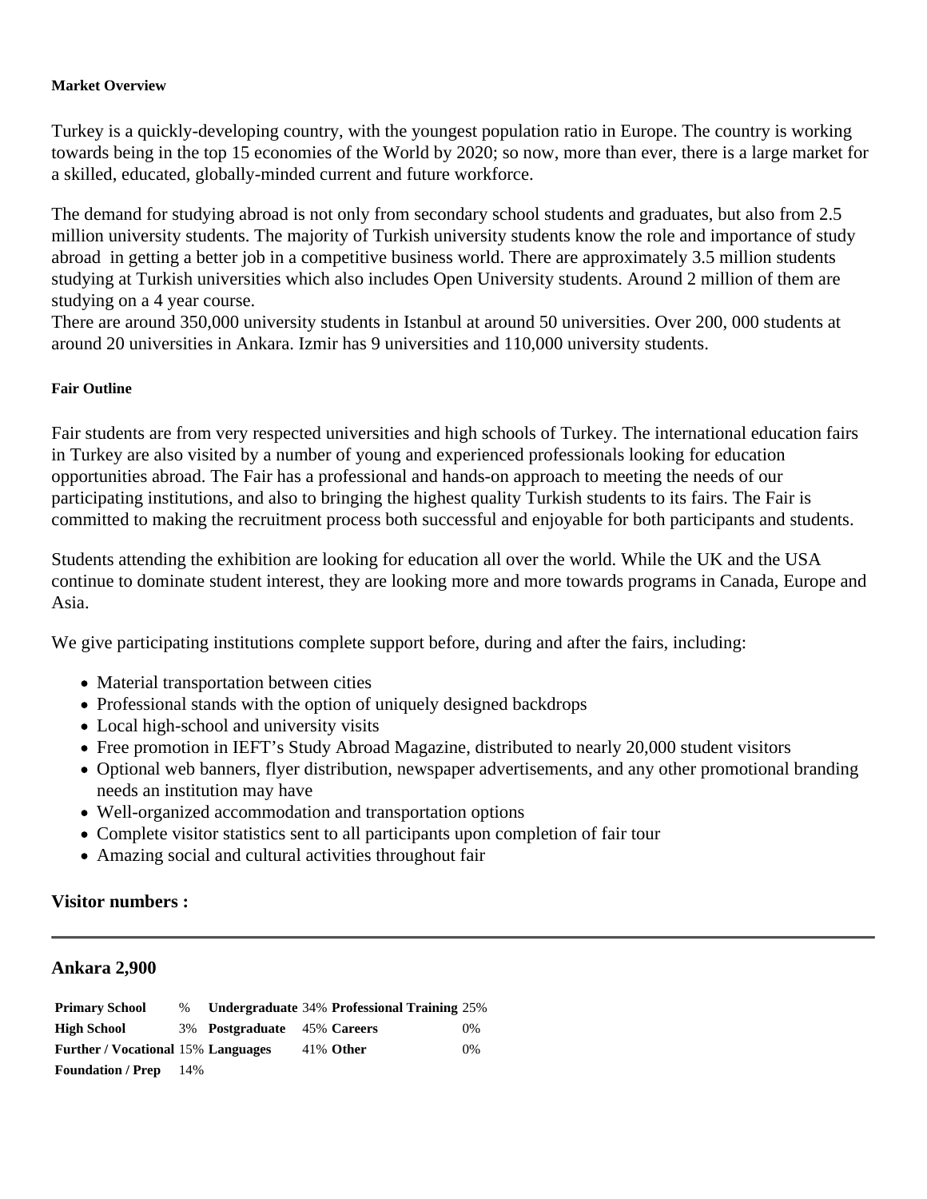#### Market Overview

Turkey is a quickly-developing country, with the youngest population ratio in Europe. The country is working towards being in the top 15 economies of the World by 2020; so now, more than ever, there is a large market for a skilled, educated, globally-minded current and future workforce.

The demand for studying abroad is not only from secondary school students and graduates, but also from 2.5 million university students. The majority of Turkish university students know the role and importance of study abroad in getting a better job in a competitive business world. There are approximately 3.5 million students studying at Turkish universities which also includes Open University students. Around 2 million of them are studying on a 4 year course.
There are around 350,000 university students in Istanbul at around 50 universities. Over 200, 000 students at around 20 universities in Ankara. Izmir has 9 universities and 110,000 university students.

#### Fair Outline

Fair students are from very respected universities and high schools of Turkey. The international education fairs in Turkey are also visited by a number of young and experienced professionals looking for education opportunities abroad. The Fair has a professional and hands-on approach to meeting the needs of our participating institutions, and also to bringing the highest quality Turkish students to its fairs. The Fair is committed to making the recruitment process both successful and enjoyable for both participants and students.

Students attending the exhibition are looking for education all over the world. While the UK and the USA continue to dominate student interest, they are looking more and more towards programs in Canada, Europe and Asia.

We give participating institutions complete support before, during and after the fairs, including:

- Material transportation between cities
- Professional stands with the option of uniquely designed backdrops
- Local high-school and university visits
- Free promotion in IEFT's Study Abroad Magazine, distributed to nearly 20,000 student visitors
- Optional web banners, flyer distribution, newspaper advertisements, and any other promotional branding needs an institution may have
- Well-organized accommodation and transportation options
- Complete visitor statistics sent to all participants upon completion of fair tour
- Amazing social and cultural activities throughout fair

### Visitor numbers :

---

### Ankara 2,900

| | | | | | |
|---|---|---|---|---|---|
| **Primary School** | % | **Undergraduate** | 34% | **Professional Training** | 25% |
| **High School** | 3% | **Postgraduate** | 45% | **Careers** | 0% |
| **Further / Vocational** | 15% | **Languages** | 41% | **Other** | 0% |
| **Foundation / Prep** | 14% | | | | |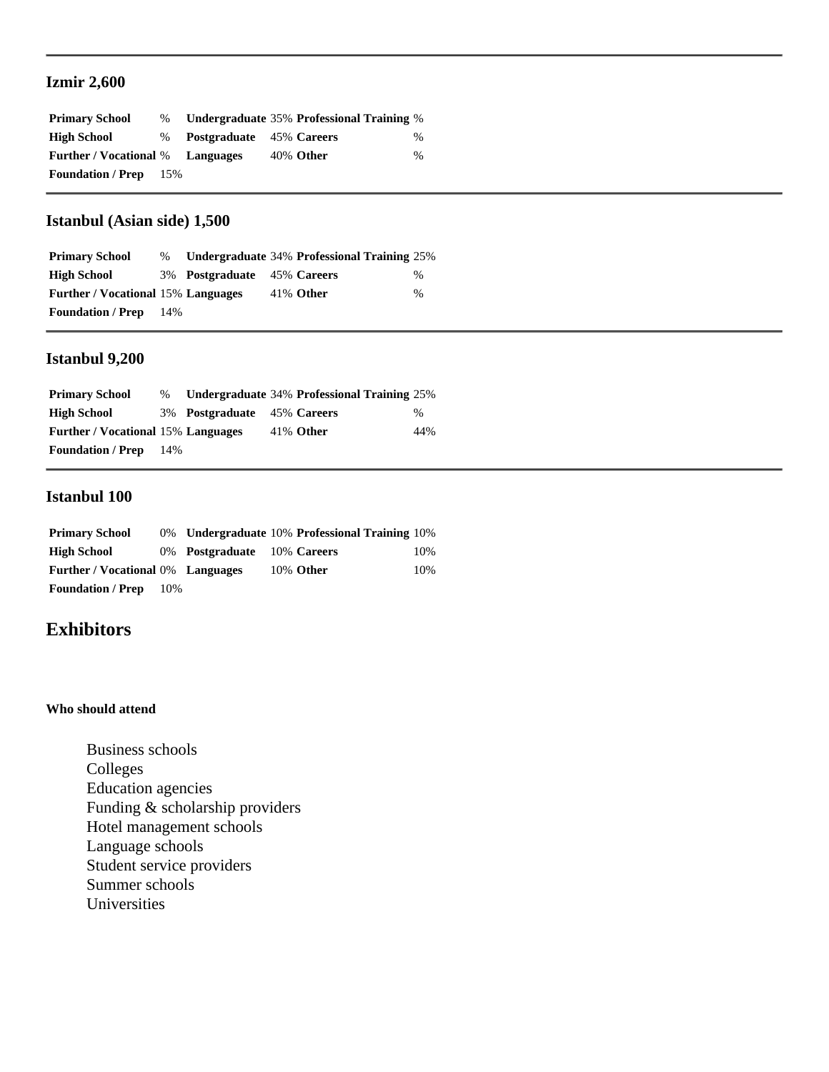---

### Izmir 2,600

| | | | | | |
|---|---|---|---|---|---|
| **Primary School** | % | **Undergraduate** | 35% | **Professional Training** | % |
| **High School** | % | **Postgraduate** | 45% | **Careers** | % |
| **Further / Vocational** | % | **Languages** | 40% | **Other** | % |
| **Foundation / Prep** | 15% | | | | |

---

### Istanbul (Asian side) 1,500

| | | | | | |
|---|---|---|---|---|---|
| **Primary School** | % | **Undergraduate** | 34% | **Professional Training** | 25% |
| **High School** | 3% | **Postgraduate** | 45% | **Careers** | % |
| **Further / Vocational** | 15% | **Languages** | 41% | **Other** | % |
| **Foundation / Prep** | 14% | | | | |

---

### Istanbul 9,200

| | | | | | |
|---|---|---|---|---|---|
| **Primary School** | % | **Undergraduate** | 34% | **Professional Training** | 25% |
| **High School** | 3% | **Postgraduate** | 45% | **Careers** | % |
| **Further / Vocational** | 15% | **Languages** | 41% | **Other** | 44% |
| **Foundation / Prep** | 14% | | | | |

---

### Istanbul 100

| | | | | | |
|---|---|---|---|---|---|
| **Primary School** | 0% | **Undergraduate** | 10% | **Professional Training** | 10% |
| **High School** | 0% | **Postgraduate** | 10% | **Careers** | 10% |
| **Further / Vocational** | 0% | **Languages** | 10% | **Other** | 10% |
| **Foundation / Prep** | 10% | | | | |

## Exhibitors

#### Who should attend

- Business schools
- Colleges
- Education agencies
- Funding & scholarship providers
- Hotel management schools
- Language schools
- Student service providers
- Summer schools
- Universities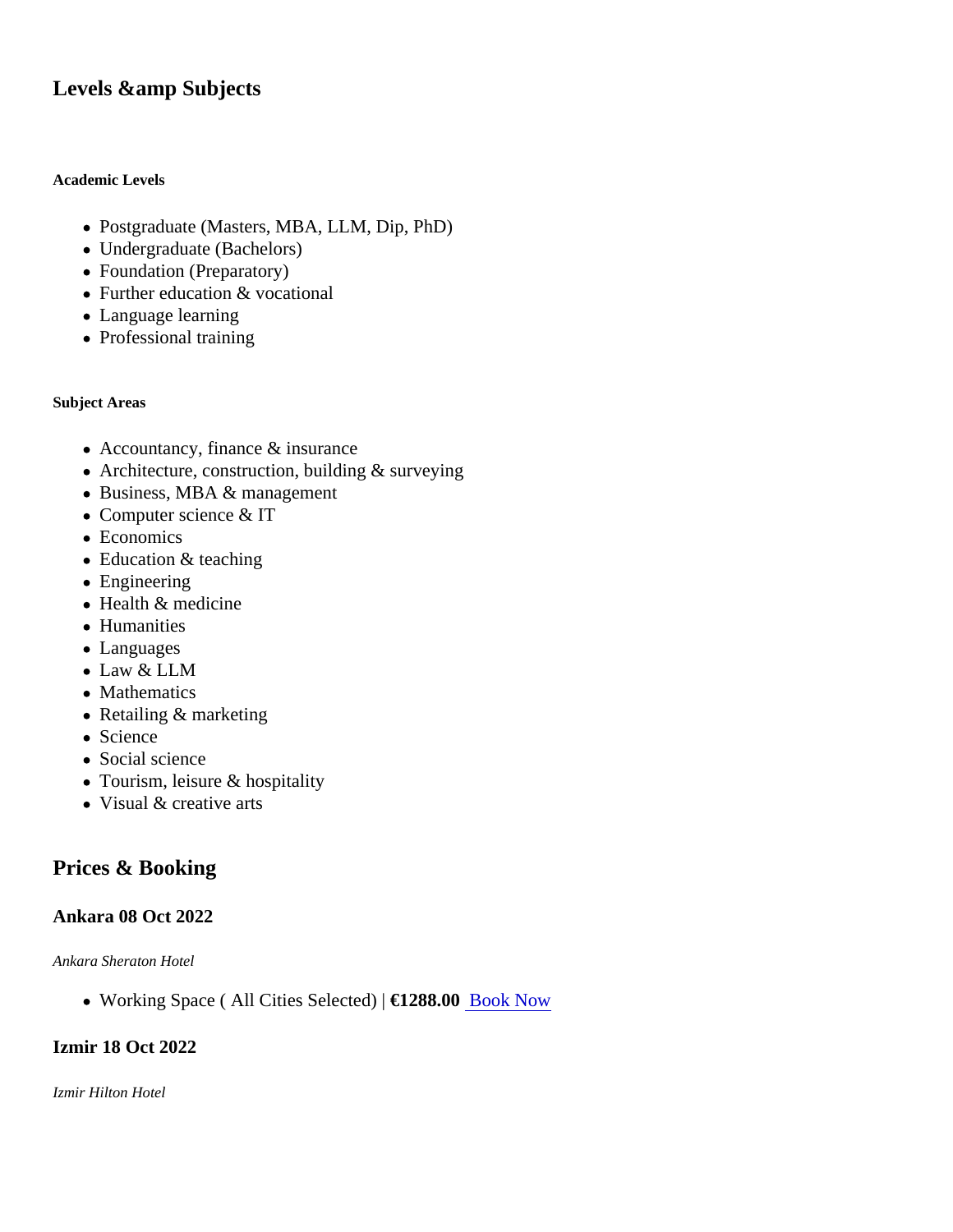## Levels &amp Subjects

##### Academic Levels

- Postgraduate (Masters, MBA, LLM, Dip, PhD)
- Undergraduate (Bachelors)
- Foundation (Preparatory)
- Further education & vocational
- Language learning
- Professional training

##### Subject Areas

- Accountancy, finance & insurance
- Architecture, construction, building & surveying
- Business, MBA & management
- Computer science & IT
- Economics
- Education & teaching
- Engineering
- Health & medicine
- Humanities
- Languages
- Law & LLM
- Mathematics
- Retailing & marketing
- Science
- Social science
- Tourism, leisure & hospitality
- Visual & creative arts

## Prices & Booking

### Ankara 08 Oct 2022

*Ankara Sheraton Hotel*

- Working Space ( All Cities Selected) | **€1288.00** Book Now

### Izmir 18 Oct 2022

*Izmir Hilton Hotel*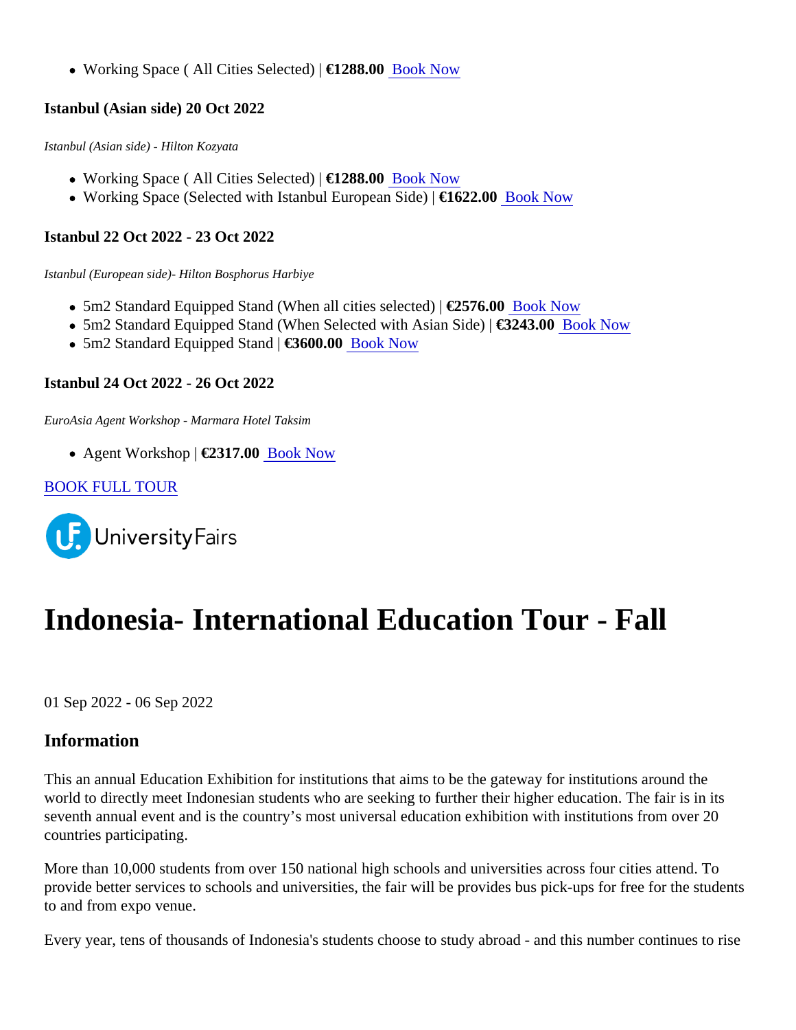- Working Space ( All Cities Selected) | **€1288.00** Book Now

**Istanbul (Asian side) 20 Oct 2022**

*Istanbul (Asian side) - Hilton Kozyata*

- Working Space ( All Cities Selected) | **€1288.00** Book Now
- Working Space (Selected with Istanbul European Side) | **€1622.00** Book Now

**Istanbul 22 Oct 2022 - 23 Oct 2022**

*Istanbul (European side)- Hilton Bosphorus Harbiye*

- 5m2 Standard Equipped Stand (When all cities selected) | **€2576.00** Book Now
- 5m2 Standard Equipped Stand (When Selected with Asian Side) | **€3243.00** Book Now
- 5m2 Standard Equipped Stand | **€3600.00** Book Now

**Istanbul 24 Oct 2022 - 26 Oct 2022**

*EuroAsia Agent Workshop - Marmara Hotel Taksim*

- Agent Workshop | **€2317.00** Book Now

BOOK FULL TOUR

UniversityFairs

# Indonesia- International Education Tour - Fall

01 Sep 2022 - 06 Sep 2022

## Information

This an annual Education Exhibition for institutions that aims to be the gateway for institutions around the world to directly meet Indonesian students who are seeking to further their higher education. The fair is in its seventh annual event and is the country's most universal education exhibition with institutions from over 20 countries participating.

More than 10,000 students from over 150 national high schools and universities across four cities attend. To provide better services to schools and universities, the fair will be provides bus pick-ups for free for the students to and from expo venue.

Every year, tens of thousands of Indonesia's students choose to study abroad - and this number continues to rise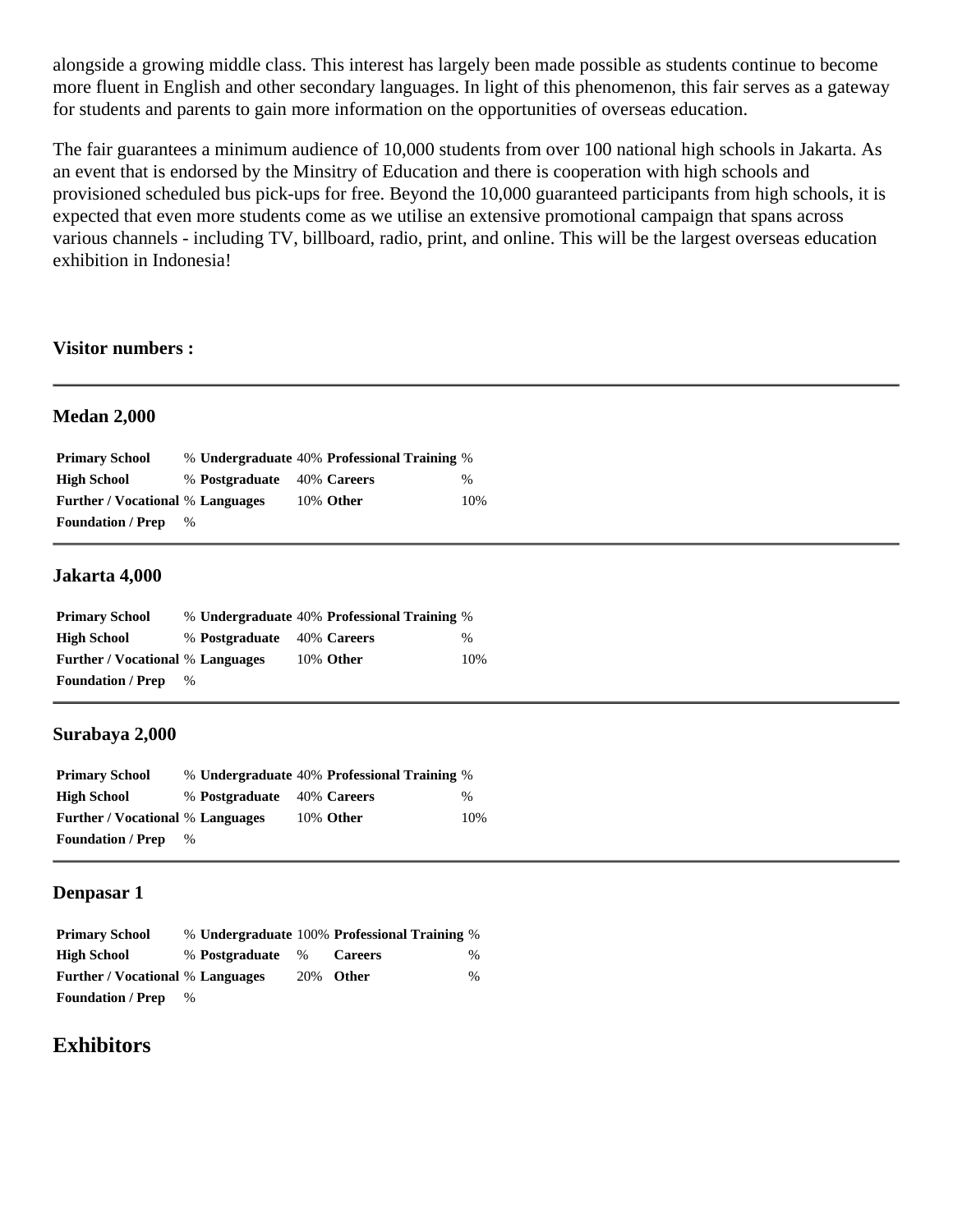alongside a growing middle class. This interest has largely been made possible as students continue to become more fluent in English and other secondary languages. In light of this phenomenon, this fair serves as a gateway for students and parents to gain more information on the opportunities of overseas education.

The fair guarantees a minimum audience of 10,000 students from over 100 national high schools in Jakarta. As an event that is endorsed by the Minsitry of Education and there is cooperation with high schools and provisioned scheduled bus pick-ups for free. Beyond the 10,000 guaranteed participants from high schools, it is expected that even more students come as we utilise an extensive promotional campaign that spans across various channels - including TV, billboard, radio, print, and online. This will be the largest overseas education exhibition in Indonesia!

**Visitor numbers :**

---

### Medan 2,000

| | | | | | |
|---|---|---|---|---|---|
| **Primary School** | % | **Undergraduate** | 40% | **Professional Training** | % |
| **High School** | % | **Postgraduate** | 40% | **Careers** | % |
| **Further / Vocational** | % | **Languages** | 10% | **Other** | 10% |
| **Foundation / Prep** | % | | | | |

---

### Jakarta 4,000

| | | | | | |
|---|---|---|---|---|---|
| **Primary School** | % | **Undergraduate** | 40% | **Professional Training** | % |
| **High School** | % | **Postgraduate** | 40% | **Careers** | % |
| **Further / Vocational** | % | **Languages** | 10% | **Other** | 10% |
| **Foundation / Prep** | % | | | | |

---

### Surabaya 2,000

| | | | | | |
|---|---|---|---|---|---|
| **Primary School** | % | **Undergraduate** | 40% | **Professional Training** | % |
| **High School** | % | **Postgraduate** | 40% | **Careers** | % |
| **Further / Vocational** | % | **Languages** | 10% | **Other** | 10% |
| **Foundation / Prep** | % | | | | |

---

### Denpasar 1

| | | | | | |
|---|---|---|---|---|---|
| **Primary School** | % | **Undergraduate** | 100% | **Professional Training** | % |
| **High School** | % | **Postgraduate** | % | **Careers** | % |
| **Further / Vocational** | % | **Languages** | 20% | **Other** | % |
| **Foundation / Prep** | % | | | | |

## Exhibitors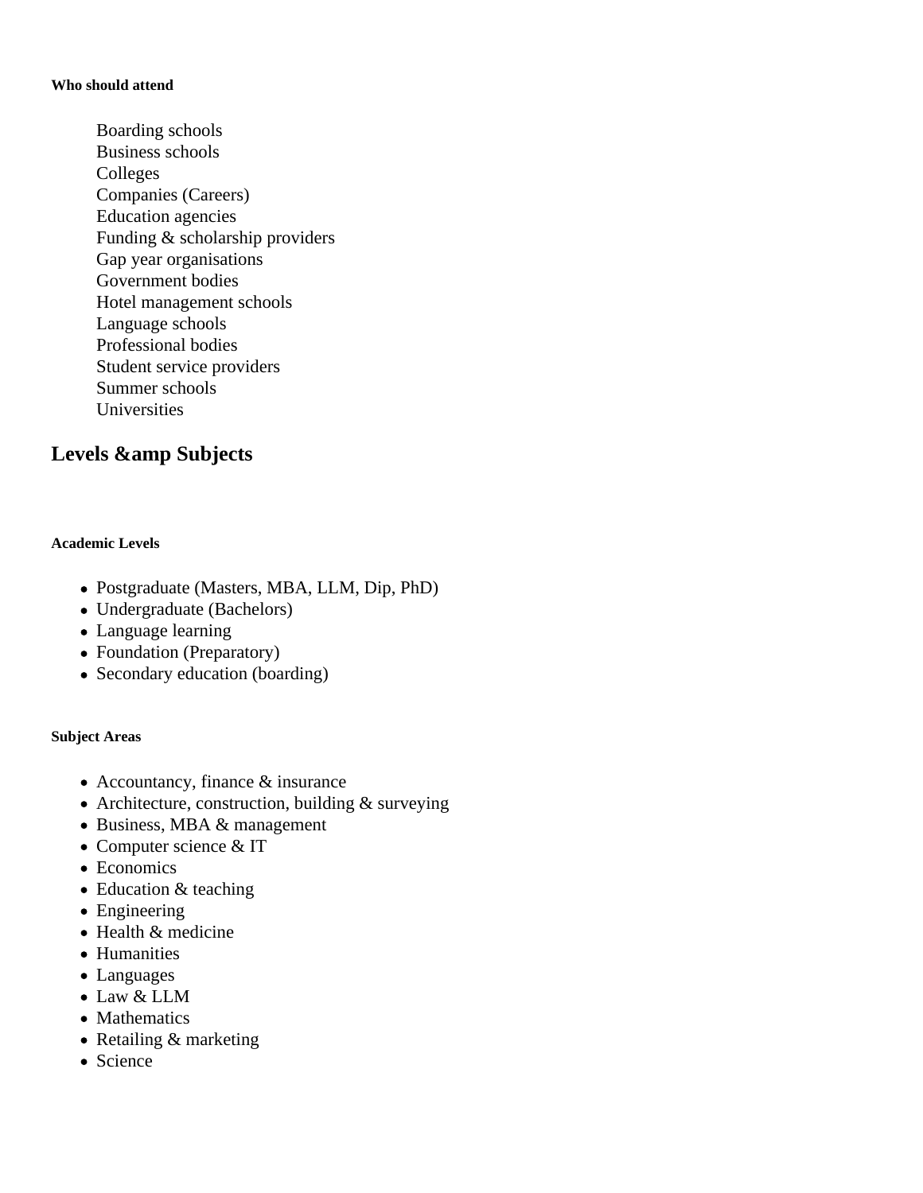##### Who should attend

Boarding schools
Business schools
Colleges
Companies (Careers)
Education agencies
Funding & scholarship providers
Gap year organisations
Government bodies
Hotel management schools
Language schools
Professional bodies
Student service providers
Summer schools
Universities

## Levels &amp Subjects

##### Academic Levels

- Postgraduate (Masters, MBA, LLM, Dip, PhD)
- Undergraduate (Bachelors)
- Language learning
- Foundation (Preparatory)
- Secondary education (boarding)

##### Subject Areas

- Accountancy, finance & insurance
- Architecture, construction, building & surveying
- Business, MBA & management
- Computer science & IT
- Economics
- Education & teaching
- Engineering
- Health & medicine
- Humanities
- Languages
- Law & LLM
- Mathematics
- Retailing & marketing
- Science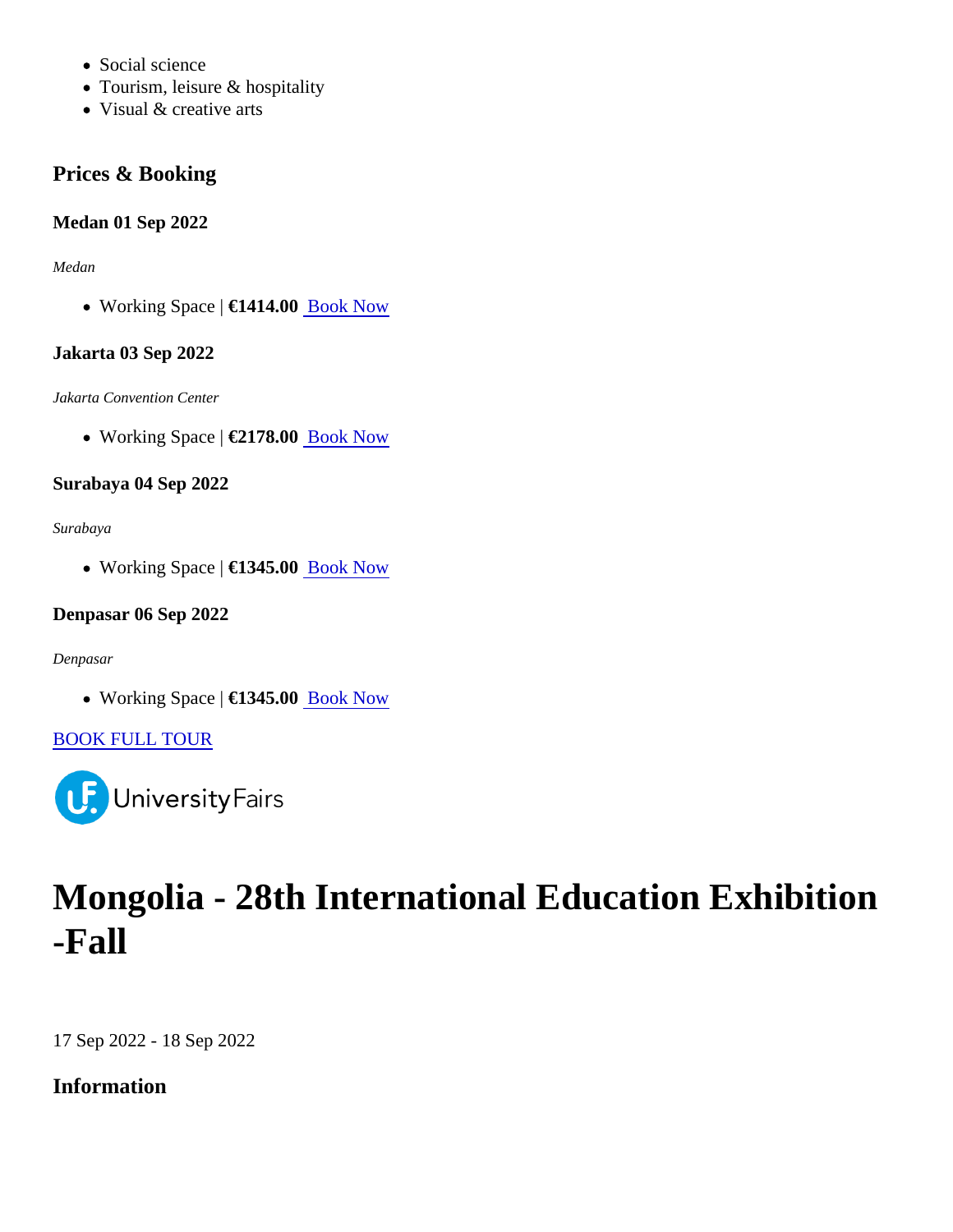- Social science
- Tourism, leisure & hospitality
- Visual & creative arts

### Prices & Booking

#### Medan 01 Sep 2022

*Medan*

- Working Space | **€1414.00** Book Now

#### Jakarta 03 Sep 2022

*Jakarta Convention Center*

- Working Space | **€2178.00** Book Now

#### Surabaya 04 Sep 2022

*Surabaya*

- Working Space | **€1345.00** Book Now

#### Denpasar 06 Sep 2022

*Denpasar*

- Working Space | **€1345.00** Book Now

BOOK FULL TOUR

UniversityFairs

# Mongolia - 28th International Education Exhibition -Fall

17 Sep 2022 - 18 Sep 2022

### Information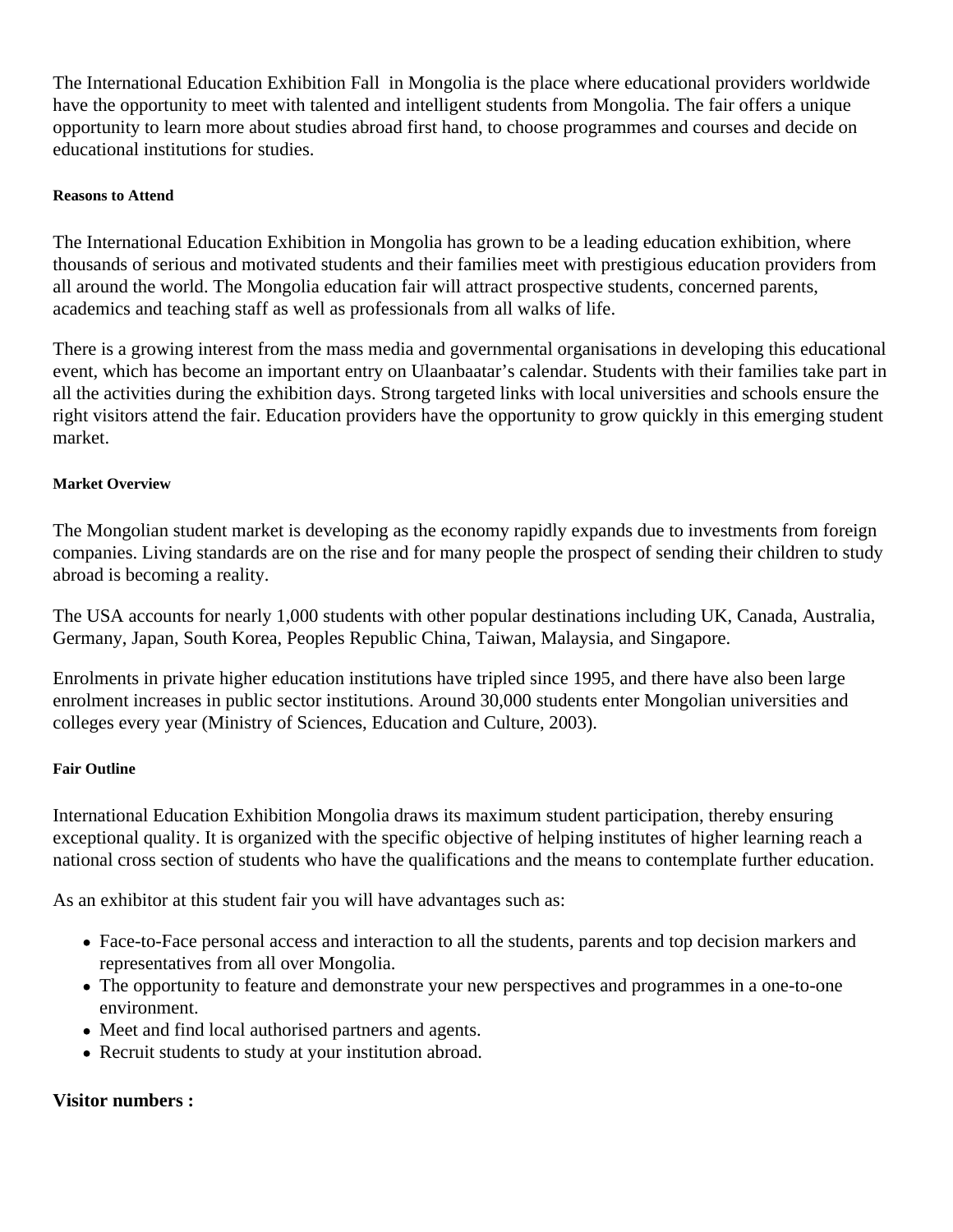The International Education Exhibition Fall  in Mongolia is the place where educational providers worldwide have the opportunity to meet with talented and intelligent students from Mongolia. The fair offers a unique opportunity to learn more about studies abroad first hand, to choose programmes and courses and decide on educational institutions for studies.

#### Reasons to Attend

The International Education Exhibition in Mongolia has grown to be a leading education exhibition, where thousands of serious and motivated students and their families meet with prestigious education providers from all around the world. The Mongolia education fair will attract prospective students, concerned parents, academics and teaching staff as well as professionals from all walks of life.

There is a growing interest from the mass media and governmental organisations in developing this educational event, which has become an important entry on Ulaanbaatar's calendar. Students with their families take part in all the activities during the exhibition days. Strong targeted links with local universities and schools ensure the right visitors attend the fair. Education providers have the opportunity to grow quickly in this emerging student market.

#### Market Overview

The Mongolian student market is developing as the economy rapidly expands due to investments from foreign companies. Living standards are on the rise and for many people the prospect of sending their children to study abroad is becoming a reality.

The USA accounts for nearly 1,000 students with other popular destinations including UK, Canada, Australia, Germany, Japan, South Korea, Peoples Republic China, Taiwan, Malaysia, and Singapore.

Enrolments in private higher education institutions have tripled since 1995, and there have also been large enrolment increases in public sector institutions. Around 30,000 students enter Mongolian universities and colleges every year (Ministry of Sciences, Education and Culture, 2003).

#### Fair Outline

International Education Exhibition Mongolia draws its maximum student participation, thereby ensuring exceptional quality. It is organized with the specific objective of helping institutes of higher learning reach a national cross section of students who have the qualifications and the means to contemplate further education.

As an exhibitor at this student fair you will have advantages such as:

- Face-to-Face personal access and interaction to all the students, parents and top decision markers and representatives from all over Mongolia.
- The opportunity to feature and demonstrate your new perspectives and programmes in a one-to-one environment.
- Meet and find local authorised partners and agents.
- Recruit students to study at your institution abroad.

### Visitor numbers :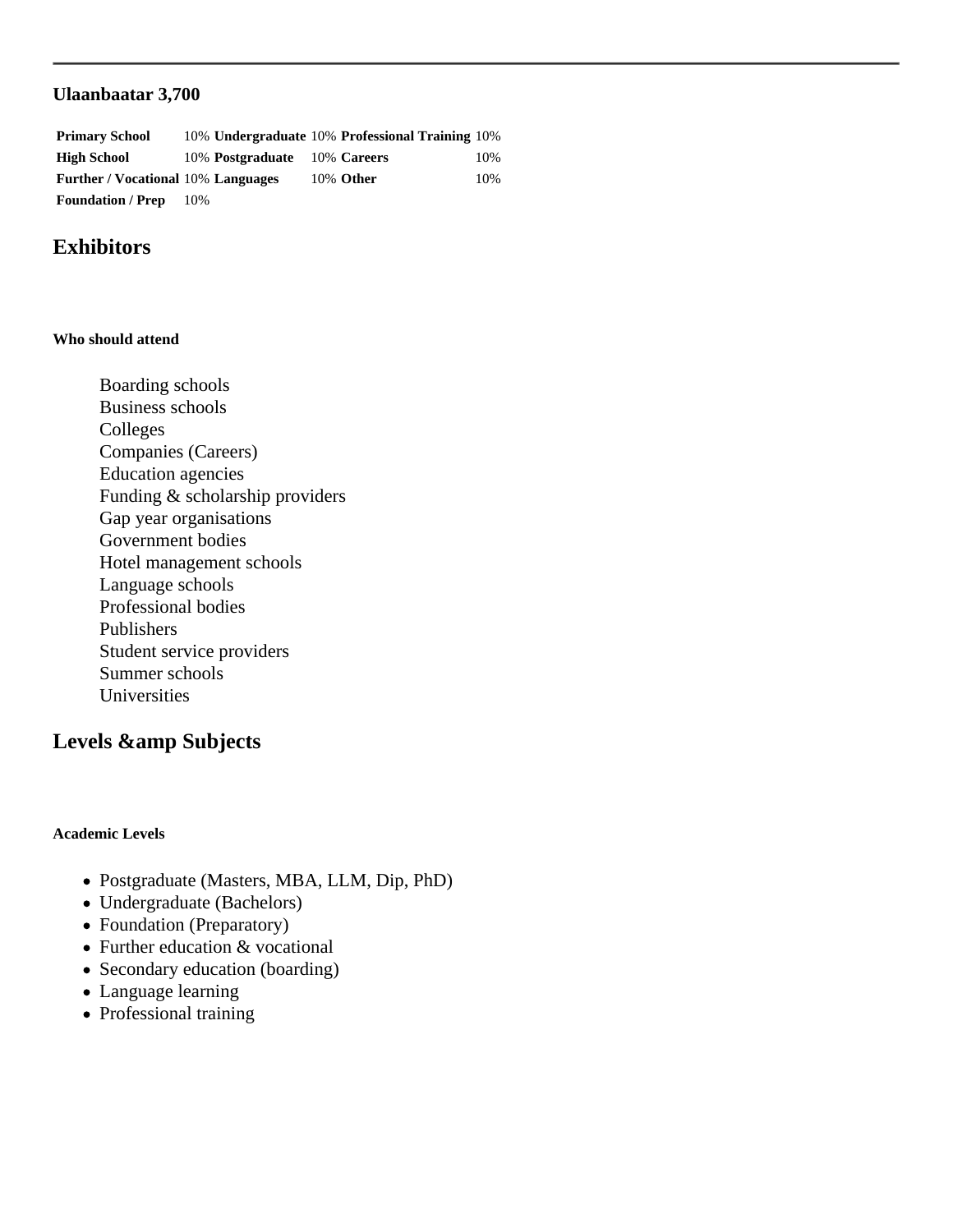---

**Ulaanbaatar 3,700**

| Primary School | 10% | Undergraduate | 10% | Professional Training | 10% |
|---|---|---|---|---|---|
| High School | 10% | Postgraduate | 10% | Careers | 10% |
| Further / Vocational | 10% | Languages | 10% | Other | 10% |
| Foundation / Prep | 10% | | | | |

## Exhibitors

#### Who should attend

Boarding schools
Business schools
Colleges
Companies (Careers)
Education agencies
Funding & scholarship providers
Gap year organisations
Government bodies
Hotel management schools
Language schools
Professional bodies
Publishers
Student service providers
Summer schools
Universities

## Levels &amp Subjects

#### Academic Levels

- Postgraduate (Masters, MBA, LLM, Dip, PhD)
- Undergraduate (Bachelors)
- Foundation (Preparatory)
- Further education & vocational
- Secondary education (boarding)
- Language learning
- Professional training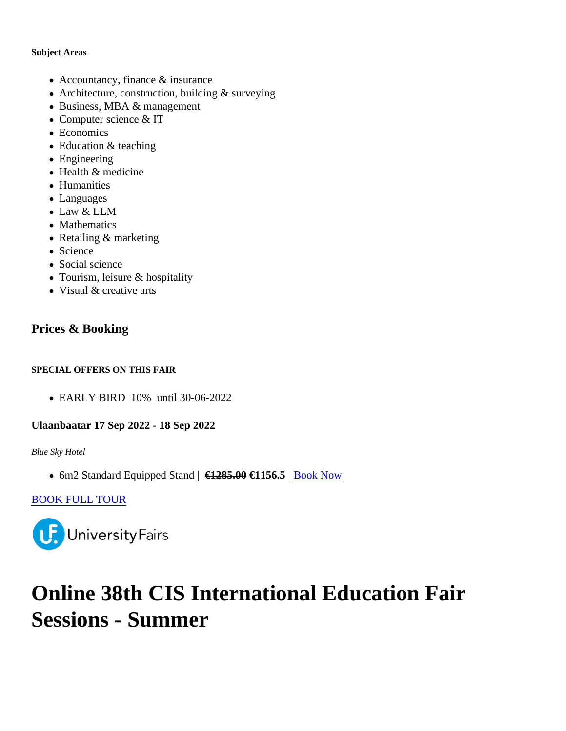**Subject Areas**

- Accountancy, finance & insurance
- Architecture, construction, building & surveying
- Business, MBA & management
- Computer science & IT
- Economics
- Education & teaching
- Engineering
- Health & medicine
- Humanities
- Languages
- Law & LLM
- Mathematics
- Retailing & marketing
- Science
- Social science
- Tourism, leisure & hospitality
- Visual & creative arts

## Prices & Booking

**SPECIAL OFFERS ON THIS FAIR**

- EARLY BIRD 10% until 30-06-2022

**Ulaanbaatar 17 Sep 2022 - 18 Sep 2022**

*Blue Sky Hotel*

- 6m2 Standard Equipped Stand | ~~€1285.00~~ **€1156.5** Book Now

BOOK FULL TOUR

UniversityFairs

# Online 38th CIS International Education Fair Sessions - Summer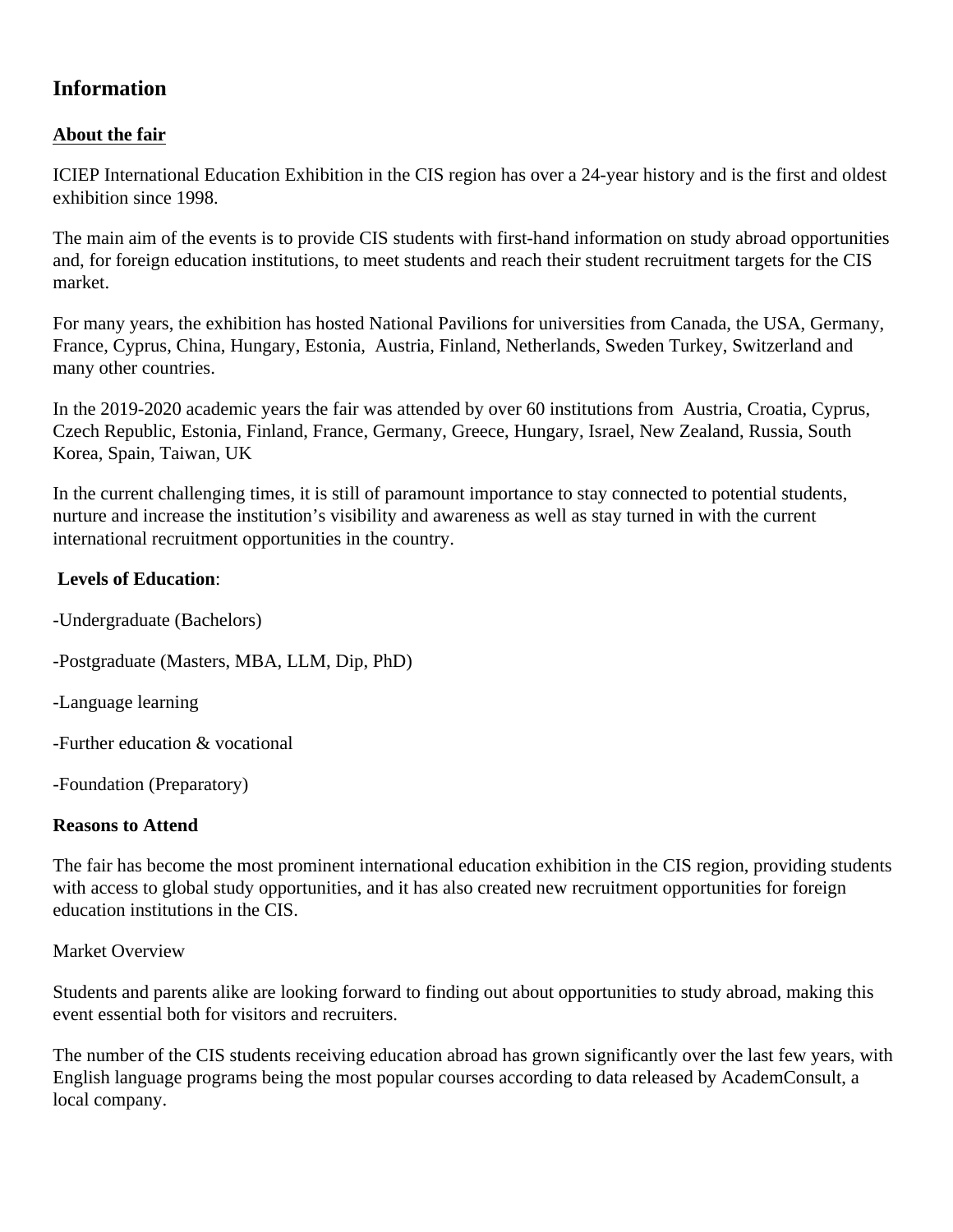## Information

**About the fair**

ICIEP International Education Exhibition in the CIS region has over a 24-year history and is the first and oldest exhibition since 1998.

The main aim of the events is to provide CIS students with first-hand information on study abroad opportunities and, for foreign education institutions, to meet students and reach their student recruitment targets for the CIS market.

For many years, the exhibition has hosted National Pavilions for universities from Canada, the USA, Germany, France, Cyprus, China, Hungary, Estonia, Austria, Finland, Netherlands, Sweden Turkey, Switzerland and many other countries.

In the 2019-2020 academic years the fair was attended by over 60 institutions from Austria, Croatia, Cyprus, Czech Republic, Estonia, Finland, France, Germany, Greece, Hungary, Israel, New Zealand, Russia, South Korea, Spain, Taiwan, UK

In the current challenging times, it is still of paramount importance to stay connected to potential students, nurture and increase the institution's visibility and awareness as well as stay turned in with the current international recruitment opportunities in the country.

**Levels of Education**:

-Undergraduate (Bachelors)

-Postgraduate (Masters, MBA, LLM, Dip, PhD)

-Language learning

-Further education & vocational

-Foundation (Preparatory)

**Reasons to Attend**

The fair has become the most prominent international education exhibition in the CIS region, providing students with access to global study opportunities, and it has also created new recruitment opportunities for foreign education institutions in the CIS.

Market Overview

Students and parents alike are looking forward to finding out about opportunities to study abroad, making this event essential both for visitors and recruiters.

The number of the CIS students receiving education abroad has grown significantly over the last few years, with English language programs being the most popular courses according to data released by AcademConsult, a local company.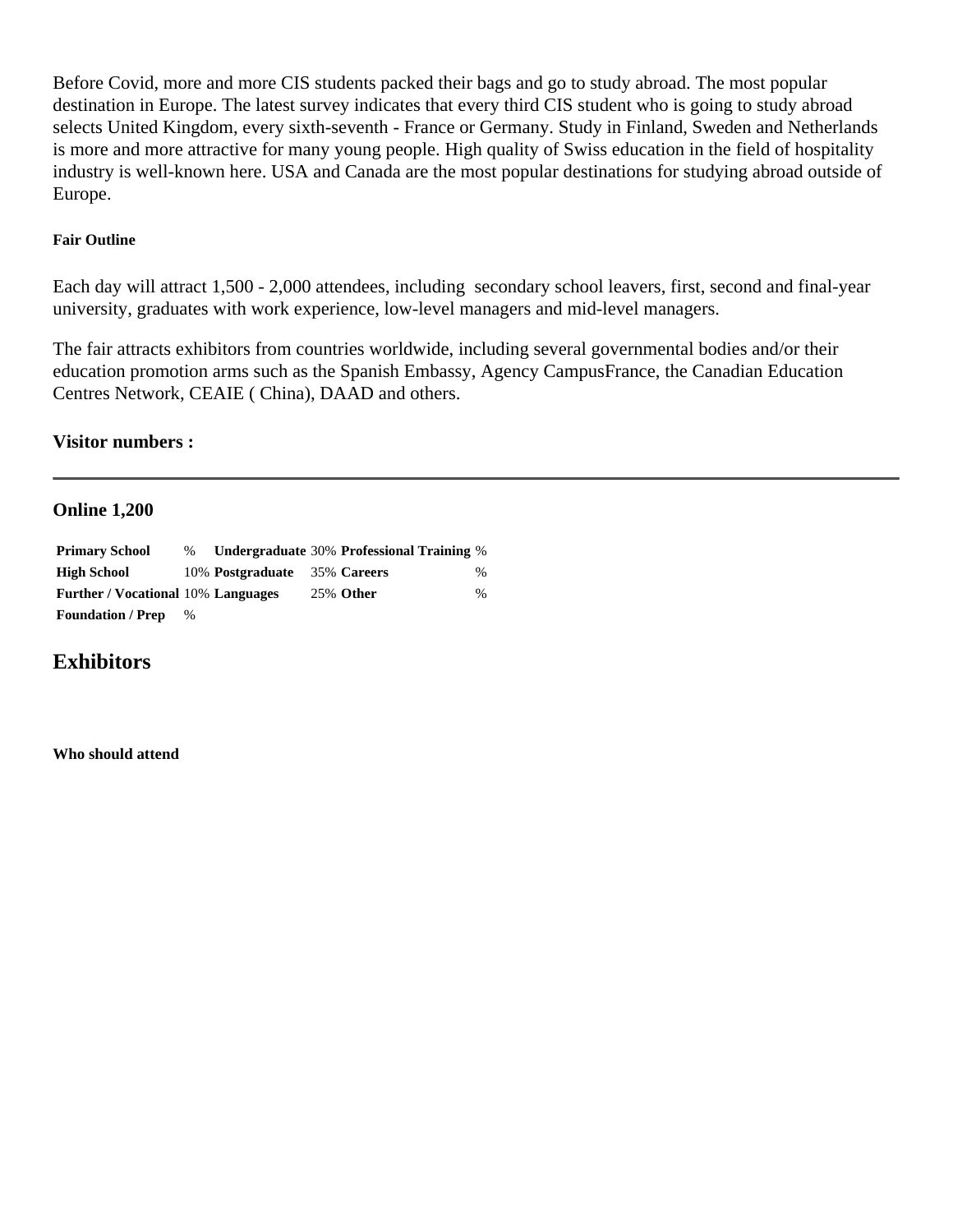Before Covid, more and more CIS students packed their bags and go to study abroad. The most popular destination in Europe. The latest survey indicates that every third CIS student who is going to study abroad selects United Kingdom, every sixth-seventh - France or Germany. Study in Finland, Sweden and Netherlands is more and more attractive for many young people. High quality of Swiss education in the field of hospitality industry is well-known here. USA and Canada are the most popular destinations for studying abroad outside of Europe.

##### Fair Outline

Each day will attract 1,500 - 2,000 attendees, including secondary school leavers, first, second and final-year university, graduates with work experience, low-level managers and mid-level managers.

The fair attracts exhibitors from countries worldwide, including several governmental bodies and/or their education promotion arms such as the Spanish Embassy, Agency CampusFrance, the Canadian Education Centres Network, CEAIE ( China), DAAD and others.

### Visitor numbers :

---

### Online 1,200

| | | | | | |
|---|---|---|---|---|---|
| **Primary School** | % | **Undergraduate** | 30% | **Professional Training** | % |
| **High School** | 10% | **Postgraduate** | 35% | **Careers** | % |
| **Further / Vocational** | 10% | **Languages** | 25% | **Other** | % |
| **Foundation / Prep** | % | | | | |

## Exhibitors

##### Who should attend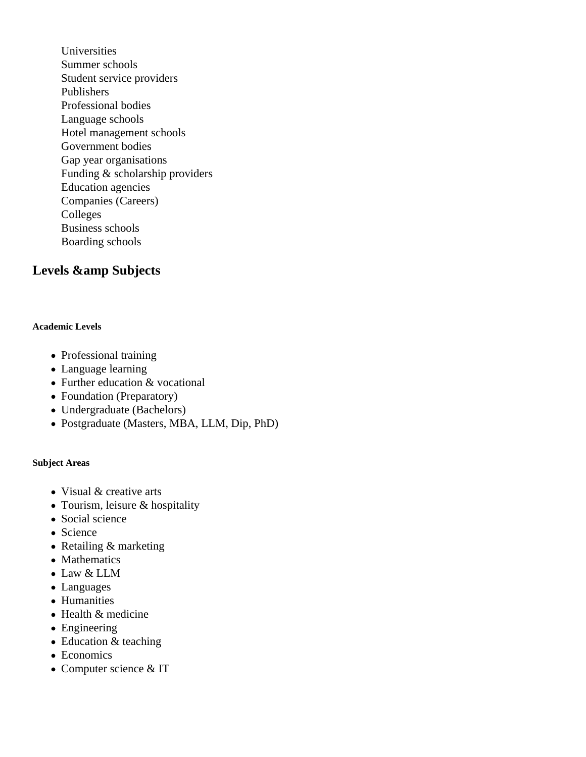Universities
Summer schools
Student service providers
Publishers
Professional bodies
Language schools
Hotel management schools
Government bodies
Gap year organisations
Funding & scholarship providers
Education agencies
Companies (Careers)
Colleges
Business schools
Boarding schools

## Levels &amp Subjects

##### Academic Levels

- Professional training
- Language learning
- Further education & vocational
- Foundation (Preparatory)
- Undergraduate (Bachelors)
- Postgraduate (Masters, MBA, LLM, Dip, PhD)

##### Subject Areas

- Visual & creative arts
- Tourism, leisure & hospitality
- Social science
- Science
- Retailing & marketing
- Mathematics
- Law & LLM
- Languages
- Humanities
- Health & medicine
- Engineering
- Education & teaching
- Economics
- Computer science & IT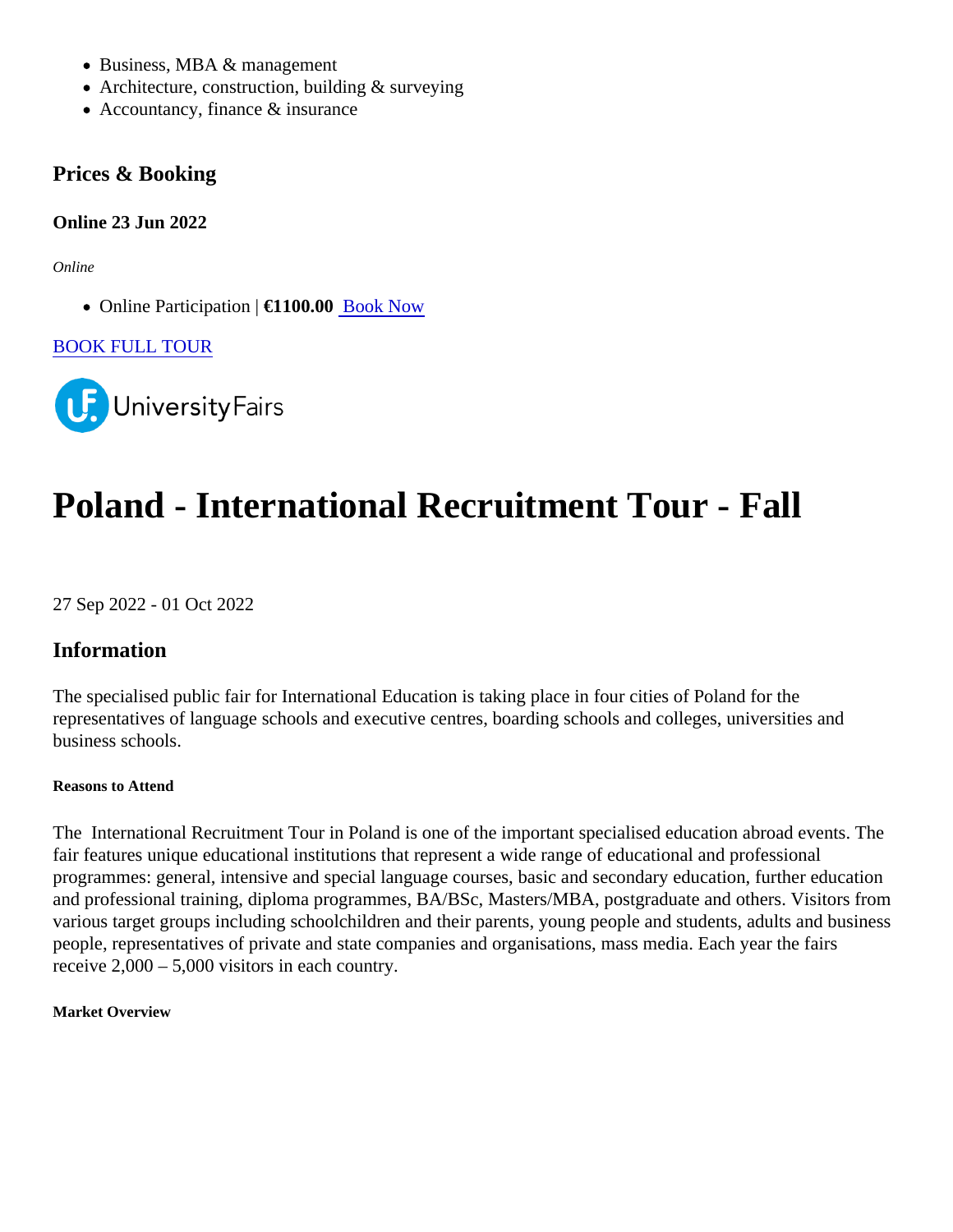- Business, MBA & management
- Architecture, construction, building & surveying
- Accountancy, finance & insurance

### Prices & Booking

**Online 23 Jun 2022**

*Online*

- Online Participation | **€1100.00** Book Now

BOOK FULL TOUR

UniversityFairs

# Poland - International Recruitment Tour - Fall

27 Sep 2022 - 01 Oct 2022

## Information

The specialised public fair for International Education is taking place in four cities of Poland for the representatives of language schools and executive centres, boarding schools and colleges, universities and business schools.

##### Reasons to Attend

The International Recruitment Tour in Poland is one of the important specialised education abroad events. The fair features unique educational institutions that represent a wide range of educational and professional programmes: general, intensive and special language courses, basic and secondary education, further education and professional training, diploma programmes, BA/BSc, Masters/MBA, postgraduate and others. Visitors from various target groups including schoolchildren and their parents, young people and students, adults and business people, representatives of private and state companies and organisations, mass media. Each year the fairs receive 2,000 – 5,000 visitors in each country.

##### Market Overview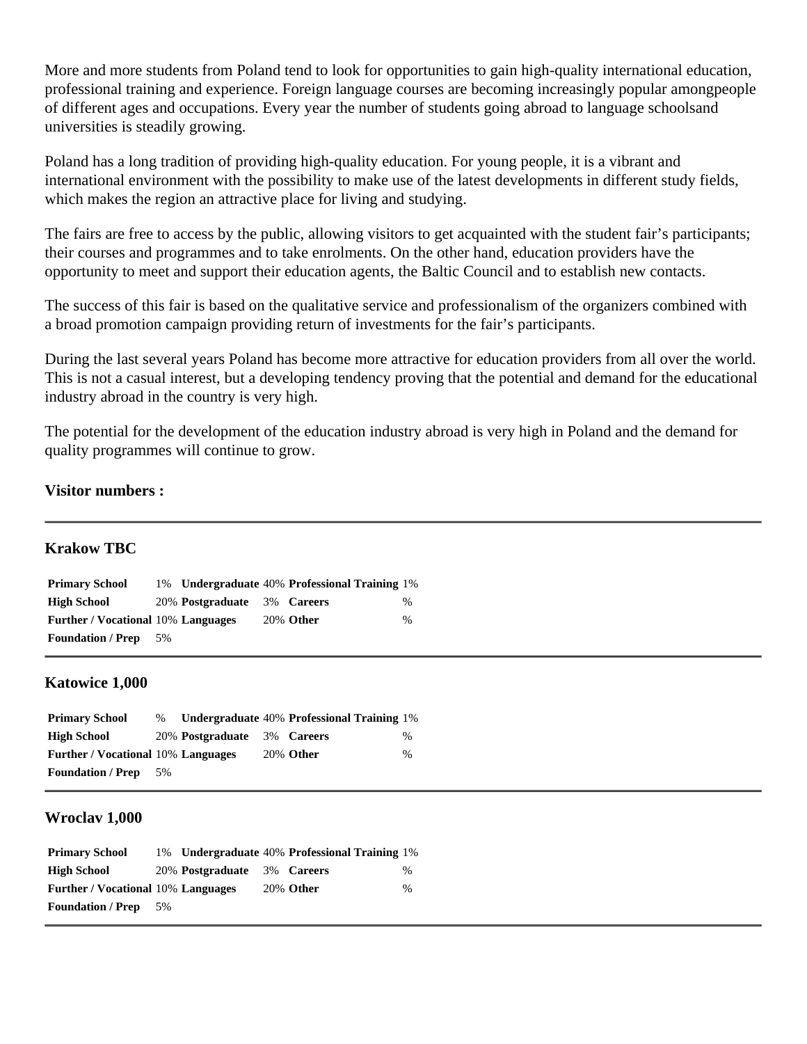More and more students from Poland tend to look for opportunities to gain high-quality international education, professional training and experience. Foreign language courses are becoming increasingly popular amongpeople of different ages and occupations. Every year the number of students going abroad to language schoolsand universities is steadily growing.

Poland has a long tradition of providing high-quality education. For young people, it is a vibrant and international environment with the possibility to make use of the latest developments in different study fields, which makes the region an attractive place for living and studying.

The fairs are free to access by the public, allowing visitors to get acquainted with the student fair's participants; their courses and programmes and to take enrolments. On the other hand, education providers have the opportunity to meet and support their education agents, the Baltic Council and to establish new contacts.

The success of this fair is based on the qualitative service and professionalism of the organizers combined with a broad promotion campaign providing return of investments for the fair's participants.

During the last several years Poland has become more attractive for education providers from all over the world. This is not a casual interest, but a developing tendency proving that the potential and demand for the educational industry abroad in the country is very high.

The potential for the development of the education industry abroad is very high in Poland and the demand for quality programmes will continue to grow.

**Visitor numbers :**

---

**Krakow TBC**

| | | | | | |
|---|---|---|---|---|---|
| **Primary School** | 1% | **Undergraduate** | 40% | **Professional Training** | 1% |
| **High School** | 20% | **Postgraduate** | 3% | **Careers** | % |
| **Further / Vocational** | 10% | **Languages** | 20% | **Other** | % |
| **Foundation / Prep** | 5% | | | | |

---

**Katowice 1,000**

| | | | | | |
|---|---|---|---|---|---|
| **Primary School** | % | **Undergraduate** | 40% | **Professional Training** | 1% |
| **High School** | 20% | **Postgraduate** | 3% | **Careers** | % |
| **Further / Vocational** | 10% | **Languages** | 20% | **Other** | % |
| **Foundation / Prep** | 5% | | | | |

---

**Wroclav 1,000**

| | | | | | |
|---|---|---|---|---|---|
| **Primary School** | 1% | **Undergraduate** | 40% | **Professional Training** | 1% |
| **High School** | 20% | **Postgraduate** | 3% | **Careers** | % |
| **Further / Vocational** | 10% | **Languages** | 20% | **Other** | % |
| **Foundation / Prep** | 5% | | | | |

---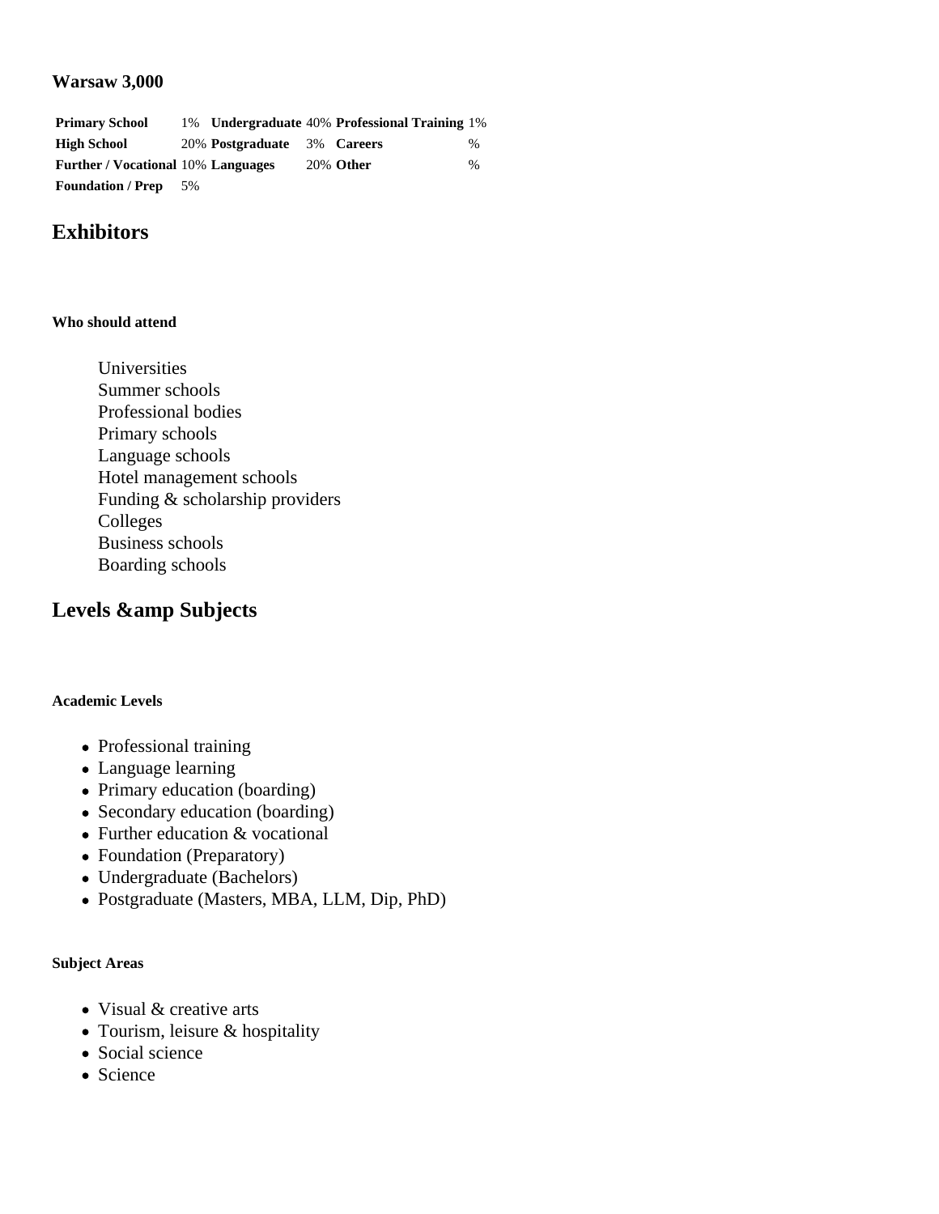### Warsaw 3,000

| **Primary School** | 1% | **Undergraduate** | 40% | **Professional Training** | 1% |
|---|---|---|---|---|---|
| **High School** | 20% | **Postgraduate** | 3% | **Careers** | % |
| **Further / Vocational** | 10% | **Languages** | 20% | **Other** | % |
| **Foundation / Prep** | 5% | | | | |

## Exhibitors

##### Who should attend

Universities
Summer schools
Professional bodies
Primary schools
Language schools
Hotel management schools
Funding & scholarship providers
Colleges
Business schools
Boarding schools

## Levels &amp Subjects

##### Academic Levels

- Professional training
- Language learning
- Primary education (boarding)
- Secondary education (boarding)
- Further education & vocational
- Foundation (Preparatory)
- Undergraduate (Bachelors)
- Postgraduate (Masters, MBA, LLM, Dip, PhD)

##### Subject Areas

- Visual & creative arts
- Tourism, leisure & hospitality
- Social science
- Science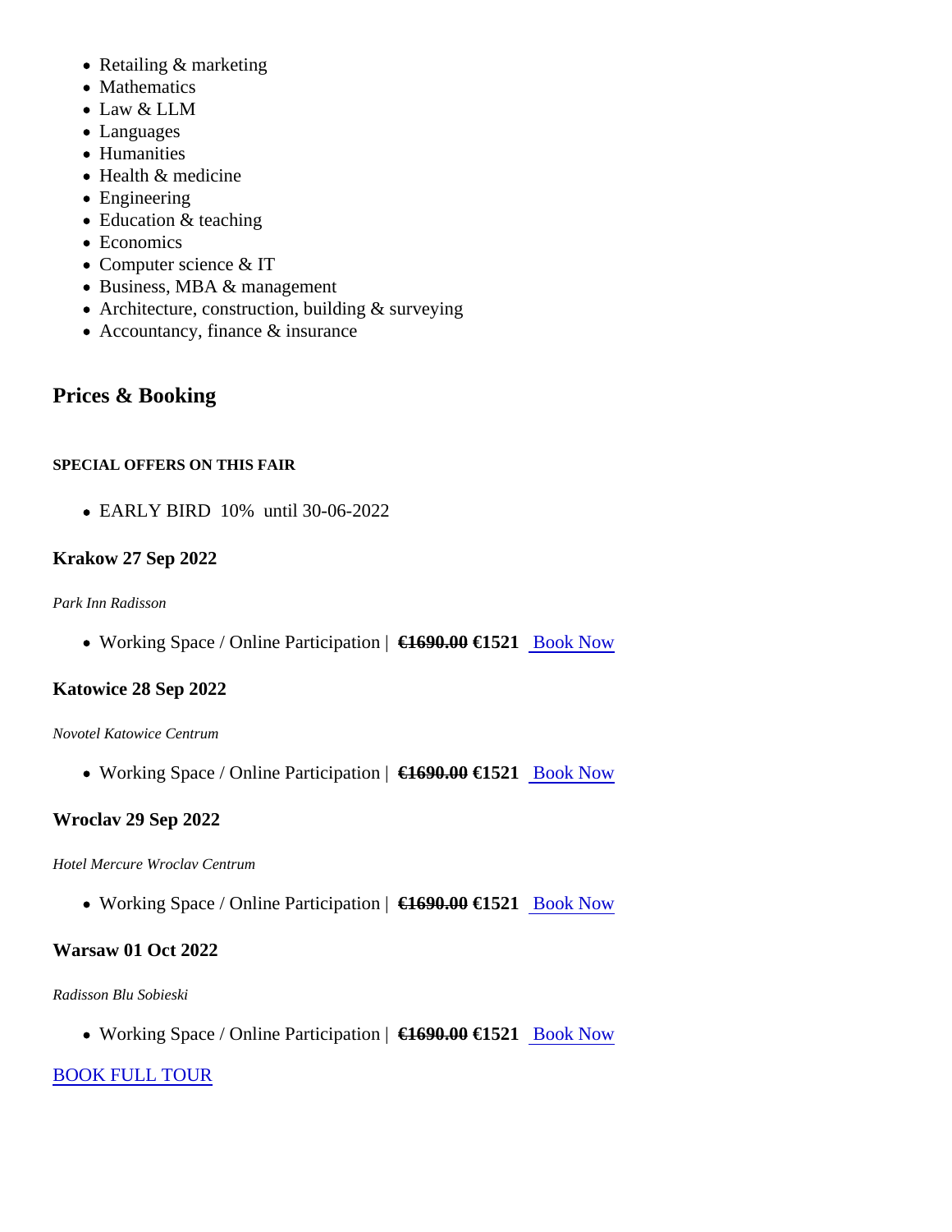- Retailing & marketing
- Mathematics
- Law & LLM
- Languages
- Humanities
- Health & medicine
- Engineering
- Education & teaching
- Economics
- Computer science & IT
- Business, MBA & management
- Architecture, construction, building & surveying
- Accountancy, finance & insurance

## Prices & Booking

#### SPECIAL OFFERS ON THIS FAIR

- EARLY BIRD 10% until 30-06-2022

### Krakow 27 Sep 2022

*Park Inn Radisson*

- Working Space / Online Participation | **~~€1690.00~~ €1521** Book Now

### Katowice 28 Sep 2022

*Novotel Katowice Centrum*

- Working Space / Online Participation | **~~€1690.00~~ €1521** Book Now

### Wroclav 29 Sep 2022

*Hotel Mercure Wroclav Centrum*

- Working Space / Online Participation | **~~€1690.00~~ €1521** Book Now

### Warsaw 01 Oct 2022

*Radisson Blu Sobieski*

- Working Space / Online Participation | **~~€1690.00~~ €1521** Book Now

BOOK FULL TOUR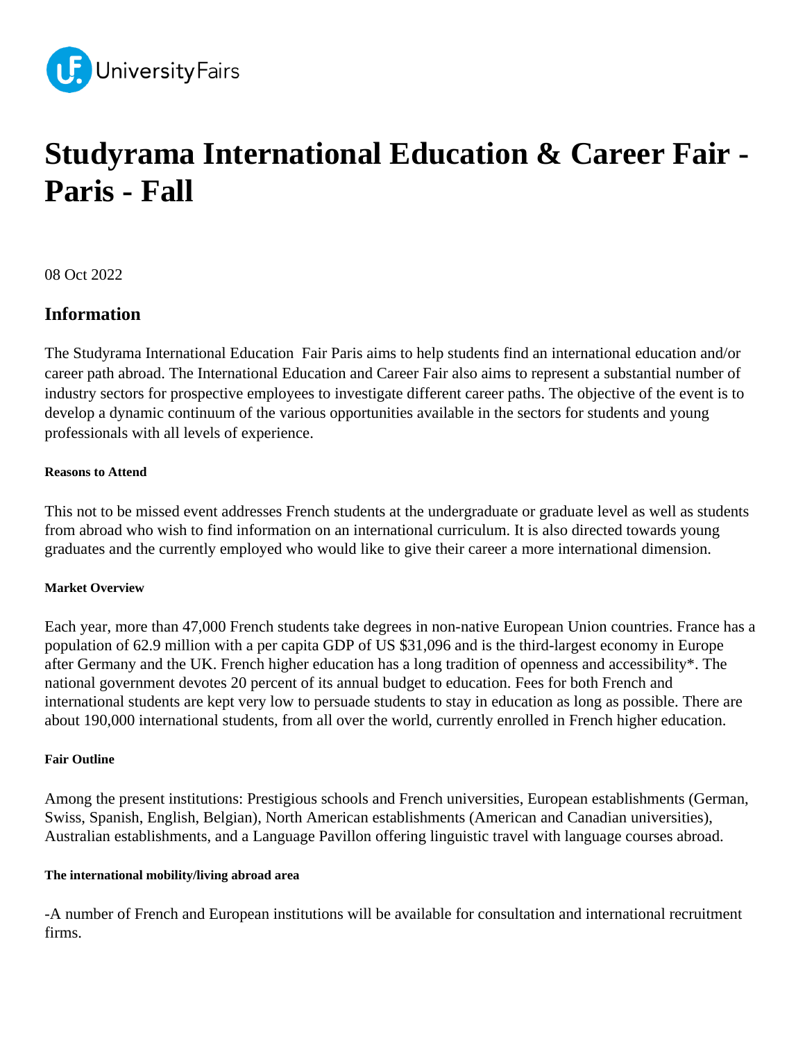# Studyrama International Education & Career Fair - Paris - Fall

08 Oct 2022

## Information

The Studyrama International Education  Fair Paris aims to help students find an international education and/or career path abroad. The International Education and Career Fair also aims to represent a substantial number of industry sectors for prospective employees to investigate different career paths. The objective of the event is to develop a dynamic continuum of the various opportunities available in the sectors for students and young professionals with all levels of experience.

#### Reasons to Attend

This not to be missed event addresses French students at the undergraduate or graduate level as well as students from abroad who wish to find information on an international curriculum. It is also directed towards young graduates and the currently employed who would like to give their career a more international dimension.

#### Market Overview

Each year, more than 47,000 French students take degrees in non-native European Union countries. France has a population of 62.9 million with a per capita GDP of US $31,096 and is the third-largest economy in Europe after Germany and the UK. French higher education has a long tradition of openness and accessibility*. The national government devotes 20 percent of its annual budget to education. Fees for both French and international students are kept very low to persuade students to stay in education as long as possible. There are about 190,000 international students, from all over the world, currently enrolled in French higher education.

#### Fair Outline

Among the present institutions: Prestigious schools and French universities, European establishments (German, Swiss, Spanish, English, Belgian), North American establishments (American and Canadian universities), Australian establishments, and a Language Pavillon offering linguistic travel with language courses abroad.

#### The international mobility/living abroad area

-A number of French and European institutions will be available for consultation and international recruitment firms.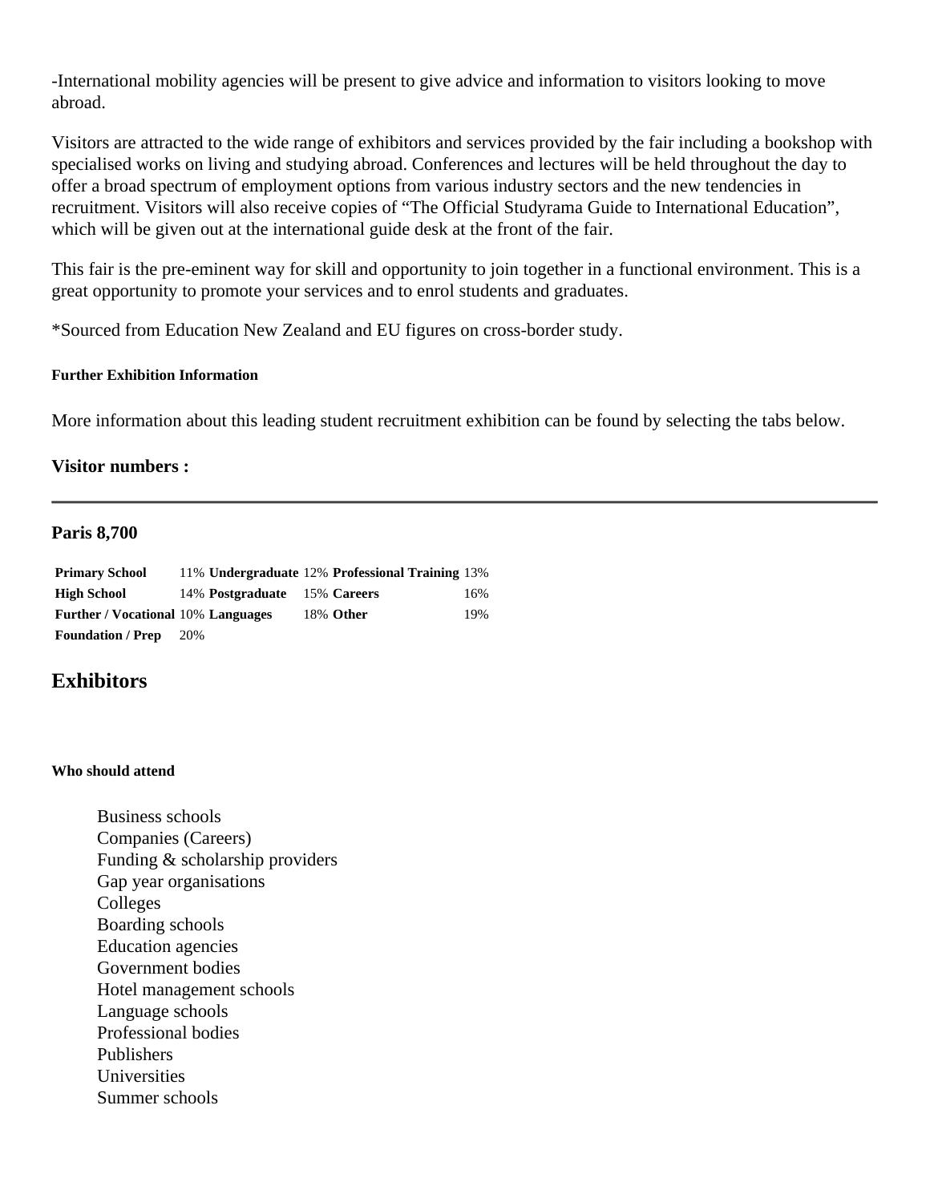-International mobility agencies will be present to give advice and information to visitors looking to move abroad.

Visitors are attracted to the wide range of exhibitors and services provided by the fair including a bookshop with specialised works on living and studying abroad. Conferences and lectures will be held throughout the day to offer a broad spectrum of employment options from various industry sectors and the new tendencies in recruitment. Visitors will also receive copies of "The Official Studyrama Guide to International Education", which will be given out at the international guide desk at the front of the fair.

This fair is the pre-eminent way for skill and opportunity to join together in a functional environment. This is a great opportunity to promote your services and to enrol students and graduates.

*Sourced from Education New Zealand and EU figures on cross-border study.

##### Further Exhibition Information

More information about this leading student recruitment exhibition can be found by selecting the tabs below.

### Visitor numbers :

---

### Paris 8,700

| | | | | | |
|---|---|---|---|---|---|
| **Primary School** | 11% | **Undergraduate** | 12% | **Professional Training** | 13% |
| **High School** | 14% | **Postgraduate** | 15% | **Careers** | 16% |
| **Further / Vocational** | 10% | **Languages** | 18% | **Other** | 19% |
| **Foundation / Prep** | 20% | | | | |

## Exhibitors

##### Who should attend

- Business schools
- Companies (Careers)
- Funding & scholarship providers
- Gap year organisations
- Colleges
- Boarding schools
- Education agencies
- Government bodies
- Hotel management schools
- Language schools
- Professional bodies
- Publishers
- Universities
- Summer schools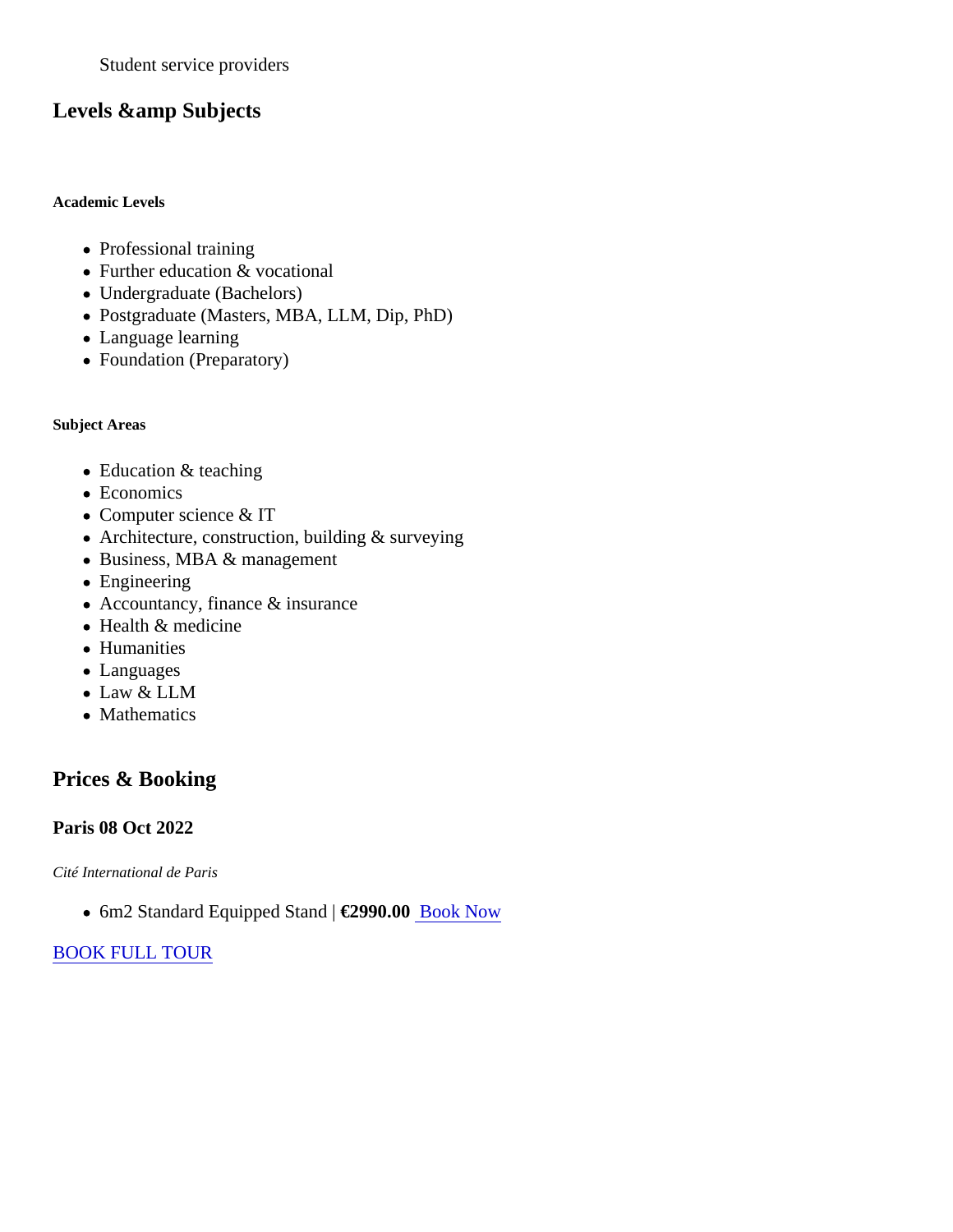Student service providers

## Levels &amp Subjects

##### Academic Levels

- Professional training
- Further education & vocational
- Undergraduate (Bachelors)
- Postgraduate (Masters, MBA, LLM, Dip, PhD)
- Language learning
- Foundation (Preparatory)

##### Subject Areas

- Education & teaching
- Economics
- Computer science & IT
- Architecture, construction, building & surveying
- Business, MBA & management
- Engineering
- Accountancy, finance & insurance
- Health & medicine
- Humanities
- Languages
- Law & LLM
- Mathematics

## Prices & Booking

### Paris 08 Oct 2022

*Cité International de Paris*

- 6m2 Standard Equipped Stand | **€2990.00** Book Now

BOOK FULL TOUR